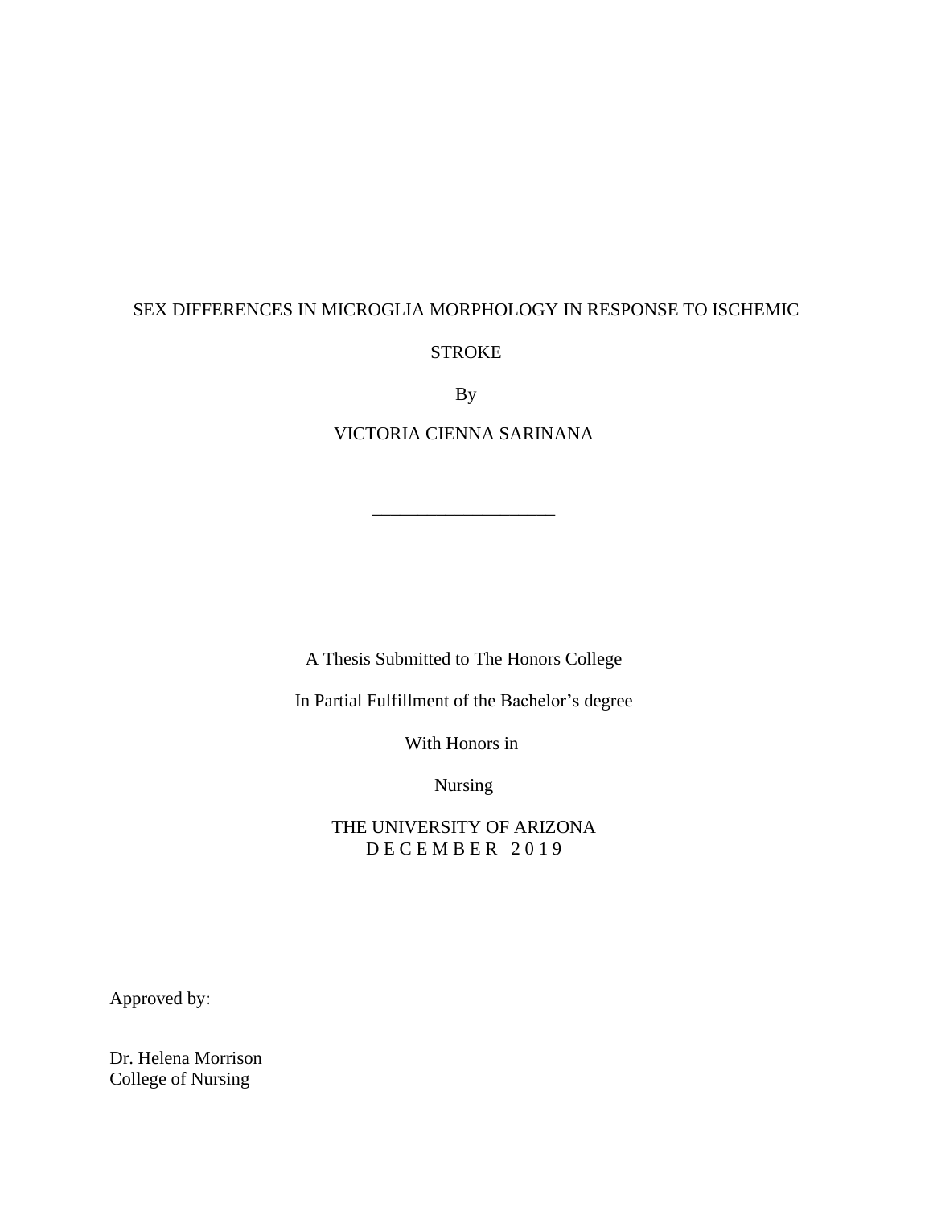# SEX DIFFERENCES IN MICROGLIA MORPHOLOGY IN RESPONSE TO ISCHEMIC STROKE

By

VICTORIA CIENNA SARINANA

\_\_\_\_\_\_\_\_\_\_\_\_\_\_\_\_\_\_\_\_\_\_\_\_\_\_\_\_

A Thesis Submitted to The Honors College

In Partial Fulfillment of the Bachelor's degree

With Honors in

Nursing

THE UNIVERSITY OF ARIZONA

D E C E M B E R 2 0 1 9

Approved by:

Dr. Helena Morrison
College of Nursing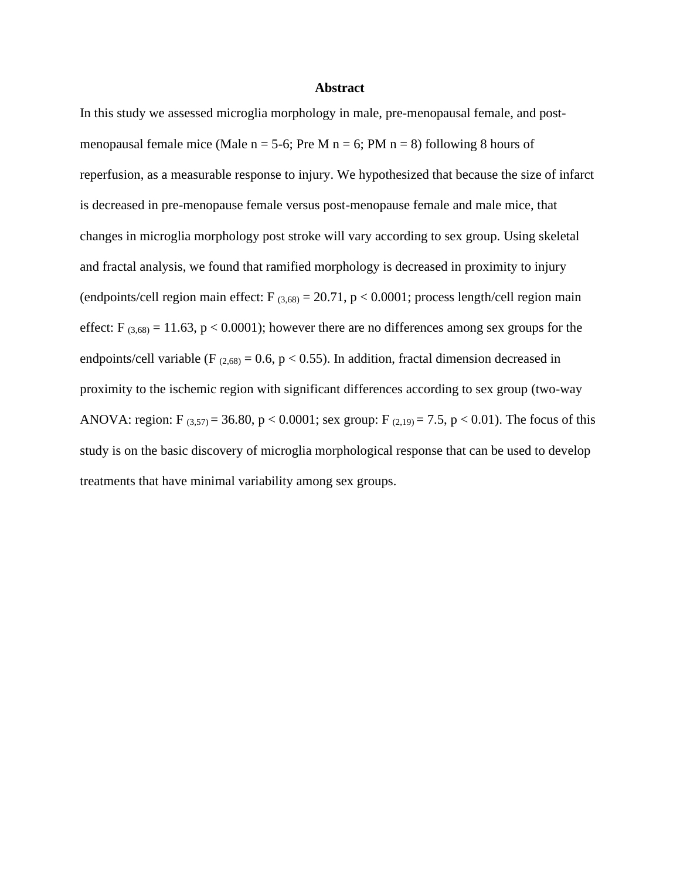## Abstract

In this study we assessed microglia morphology in male, pre-menopausal female, and post-menopausal female mice (Male n = 5-6; Pre M n = 6; PM n = 8) following 8 hours of reperfusion, as a measurable response to injury. We hypothesized that because the size of infarct is decreased in pre-menopause female versus post-menopause female and male mice, that changes in microglia morphology post stroke will vary according to sex group. Using skeletal and fractal analysis, we found that ramified morphology is decreased in proximity to injury (endpoints/cell region main effect: $F_{(3,68)} = 20.71$, $p < 0.0001$; process length/cell region main effect: $F_{(3,68)} = 11.63$, $p < 0.0001$); however there are no differences among sex groups for the endpoints/cell variable ($F_{(2,68)} = 0.6$, $p < 0.55$). In addition, fractal dimension decreased in proximity to the ischemic region with significant differences according to sex group (two-way ANOVA: region: $F_{(3,57)} = 36.80$, $p < 0.0001$; sex group: $F_{(2,19)} = 7.5$, $p < 0.01$). The focus of this study is on the basic discovery of microglia morphological response that can be used to develop treatments that have minimal variability among sex groups.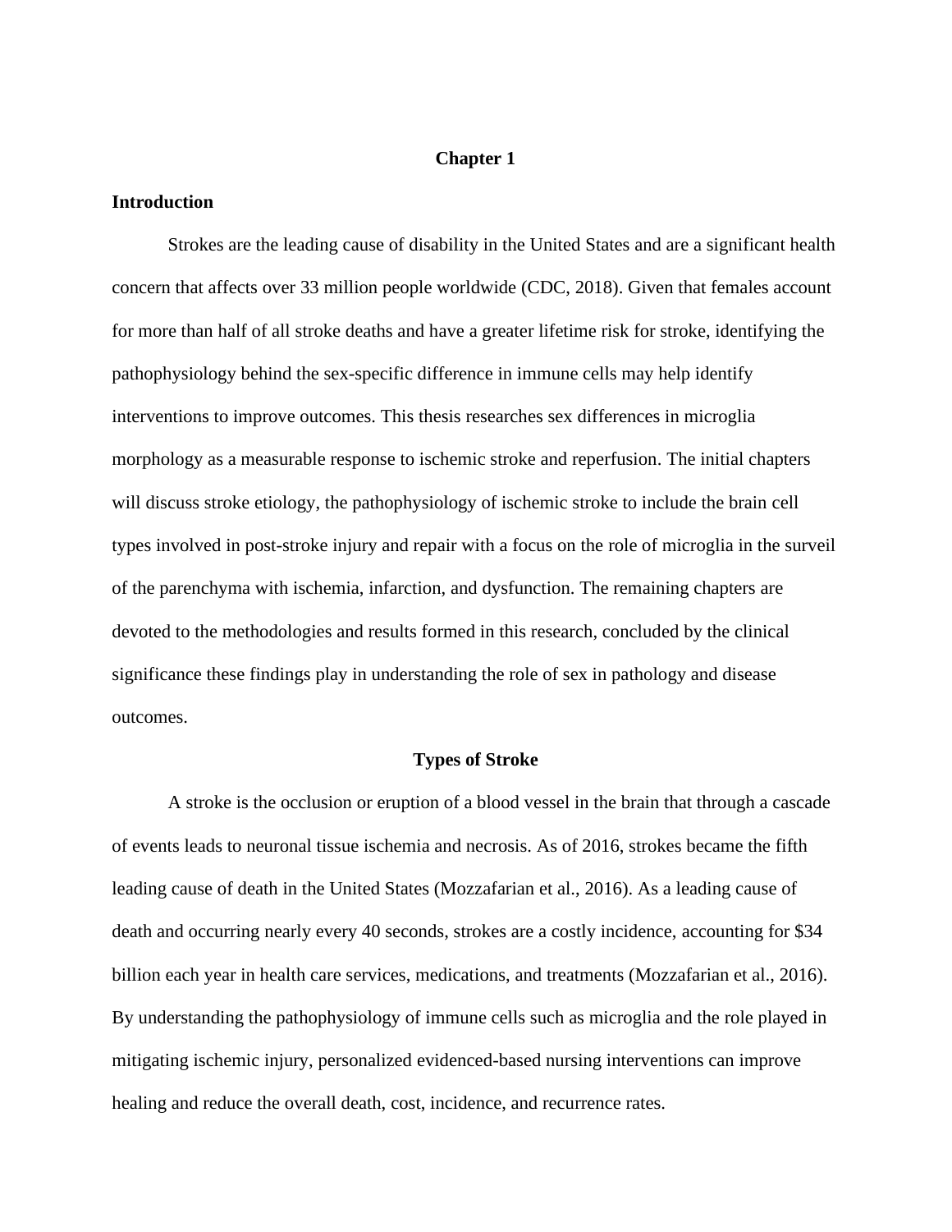# Chapter 1

## Introduction

Strokes are the leading cause of disability in the United States and are a significant health concern that affects over 33 million people worldwide (CDC, 2018). Given that females account for more than half of all stroke deaths and have a greater lifetime risk for stroke, identifying the pathophysiology behind the sex-specific difference in immune cells may help identify interventions to improve outcomes. This thesis researches sex differences in microglia morphology as a measurable response to ischemic stroke and reperfusion. The initial chapters will discuss stroke etiology, the pathophysiology of ischemic stroke to include the brain cell types involved in post-stroke injury and repair with a focus on the role of microglia in the surveil of the parenchyma with ischemia, infarction, and dysfunction. The remaining chapters are devoted to the methodologies and results formed in this research, concluded by the clinical significance these findings play in understanding the role of sex in pathology and disease outcomes.

## Types of Stroke

A stroke is the occlusion or eruption of a blood vessel in the brain that through a cascade of events leads to neuronal tissue ischemia and necrosis. As of 2016, strokes became the fifth leading cause of death in the United States (Mozzafarian et al., 2016). As a leading cause of death and occurring nearly every 40 seconds, strokes are a costly incidence, accounting for $34 billion each year in health care services, medications, and treatments (Mozzafarian et al., 2016). By understanding the pathophysiology of immune cells such as microglia and the role played in mitigating ischemic injury, personalized evidenced-based nursing interventions can improve healing and reduce the overall death, cost, incidence, and recurrence rates.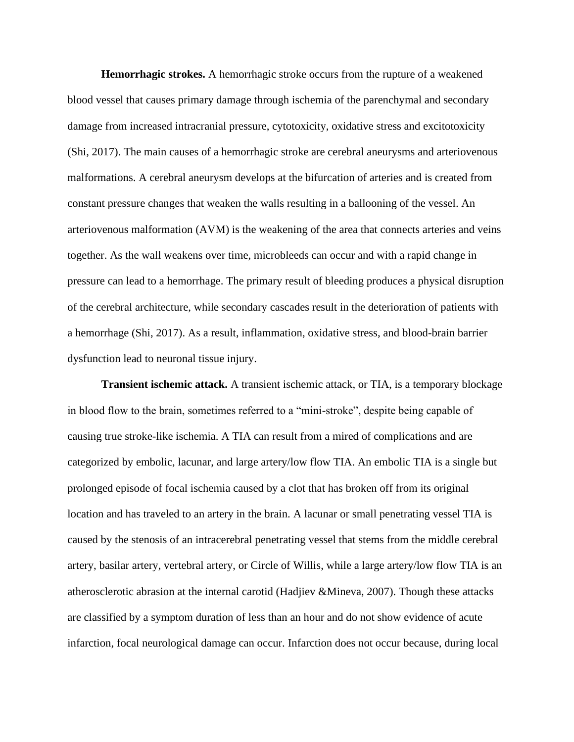**Hemorrhagic strokes.** A hemorrhagic stroke occurs from the rupture of a weakened blood vessel that causes primary damage through ischemia of the parenchymal and secondary damage from increased intracranial pressure, cytotoxicity, oxidative stress and excitotoxicity (Shi, 2017). The main causes of a hemorrhagic stroke are cerebral aneurysms and arteriovenous malformations. A cerebral aneurysm develops at the bifurcation of arteries and is created from constant pressure changes that weaken the walls resulting in a ballooning of the vessel. An arteriovenous malformation (AVM) is the weakening of the area that connects arteries and veins together. As the wall weakens over time, microbleeds can occur and with a rapid change in pressure can lead to a hemorrhage. The primary result of bleeding produces a physical disruption of the cerebral architecture, while secondary cascades result in the deterioration of patients with a hemorrhage (Shi, 2017). As a result, inflammation, oxidative stress, and blood-brain barrier dysfunction lead to neuronal tissue injury.

**Transient ischemic attack.** A transient ischemic attack, or TIA, is a temporary blockage in blood flow to the brain, sometimes referred to a "mini-stroke", despite being capable of causing true stroke-like ischemia. A TIA can result from a mired of complications and are categorized by embolic, lacunar, and large artery/low flow TIA. An embolic TIA is a single but prolonged episode of focal ischemia caused by a clot that has broken off from its original location and has traveled to an artery in the brain. A lacunar or small penetrating vessel TIA is caused by the stenosis of an intracerebral penetrating vessel that stems from the middle cerebral artery, basilar artery, vertebral artery, or Circle of Willis, while a large artery/low flow TIA is an atherosclerotic abrasion at the internal carotid (Hadjiev &Mineva, 2007). Though these attacks are classified by a symptom duration of less than an hour and do not show evidence of acute infarction, focal neurological damage can occur. Infarction does not occur because, during local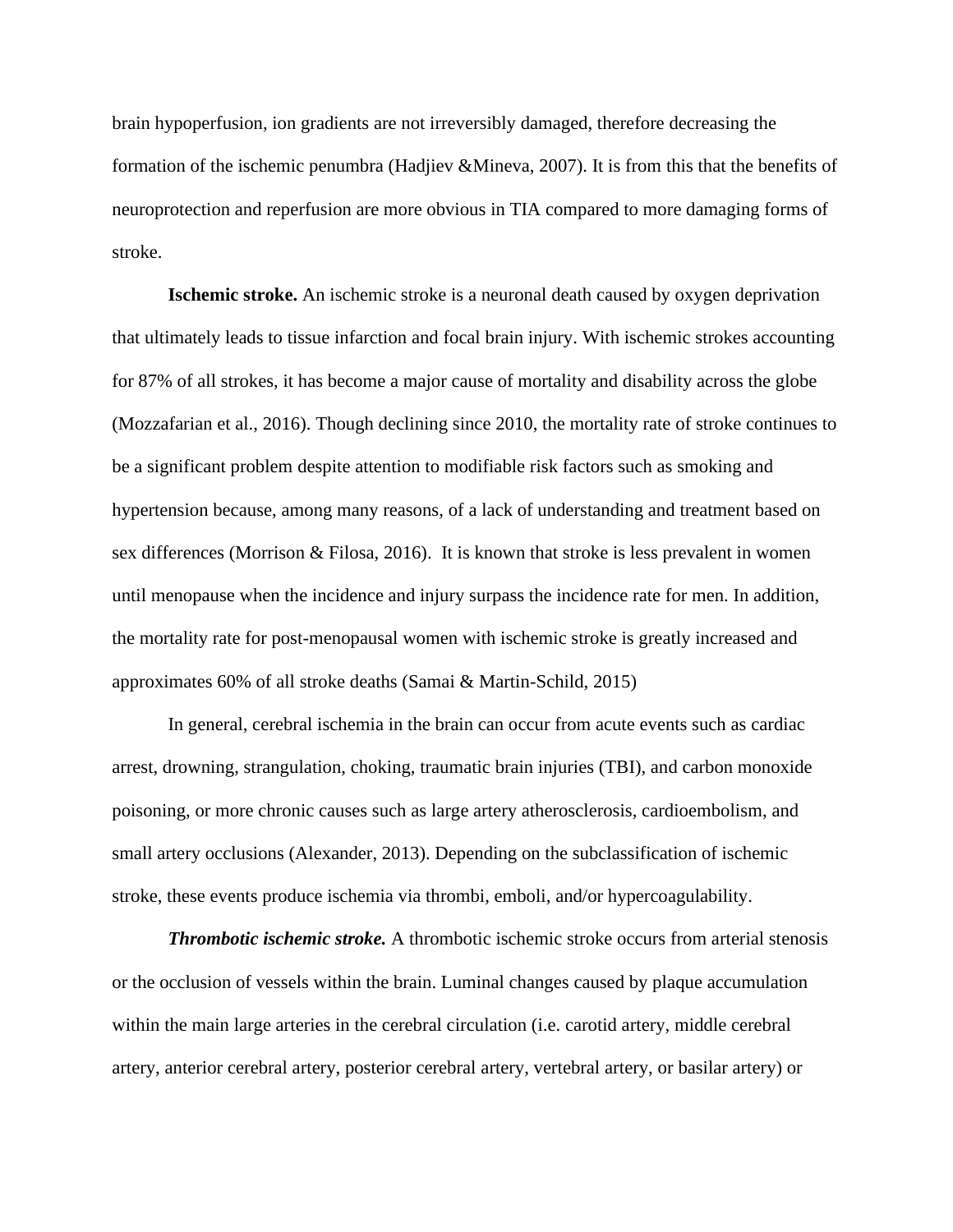brain hypoperfusion, ion gradients are not irreversibly damaged, therefore decreasing the formation of the ischemic penumbra (Hadjiev &Mineva, 2007). It is from this that the benefits of neuroprotection and reperfusion are more obvious in TIA compared to more damaging forms of stroke.

**Ischemic stroke.** An ischemic stroke is a neuronal death caused by oxygen deprivation that ultimately leads to tissue infarction and focal brain injury. With ischemic strokes accounting for 87% of all strokes, it has become a major cause of mortality and disability across the globe (Mozzafarian et al., 2016). Though declining since 2010, the mortality rate of stroke continues to be a significant problem despite attention to modifiable risk factors such as smoking and hypertension because, among many reasons, of a lack of understanding and treatment based on sex differences (Morrison & Filosa, 2016). It is known that stroke is less prevalent in women until menopause when the incidence and injury surpass the incidence rate for men. In addition, the mortality rate for post-menopausal women with ischemic stroke is greatly increased and approximates 60% of all stroke deaths (Samai & Martin-Schild, 2015)

In general, cerebral ischemia in the brain can occur from acute events such as cardiac arrest, drowning, strangulation, choking, traumatic brain injuries (TBI), and carbon monoxide poisoning, or more chronic causes such as large artery atherosclerosis, cardioembolism, and small artery occlusions (Alexander, 2013). Depending on the subclassification of ischemic stroke, these events produce ischemia via thrombi, emboli, and/or hypercoagulability.

***Thrombotic ischemic stroke.*** A thrombotic ischemic stroke occurs from arterial stenosis or the occlusion of vessels within the brain. Luminal changes caused by plaque accumulation within the main large arteries in the cerebral circulation (i.e. carotid artery, middle cerebral artery, anterior cerebral artery, posterior cerebral artery, vertebral artery, or basilar artery) or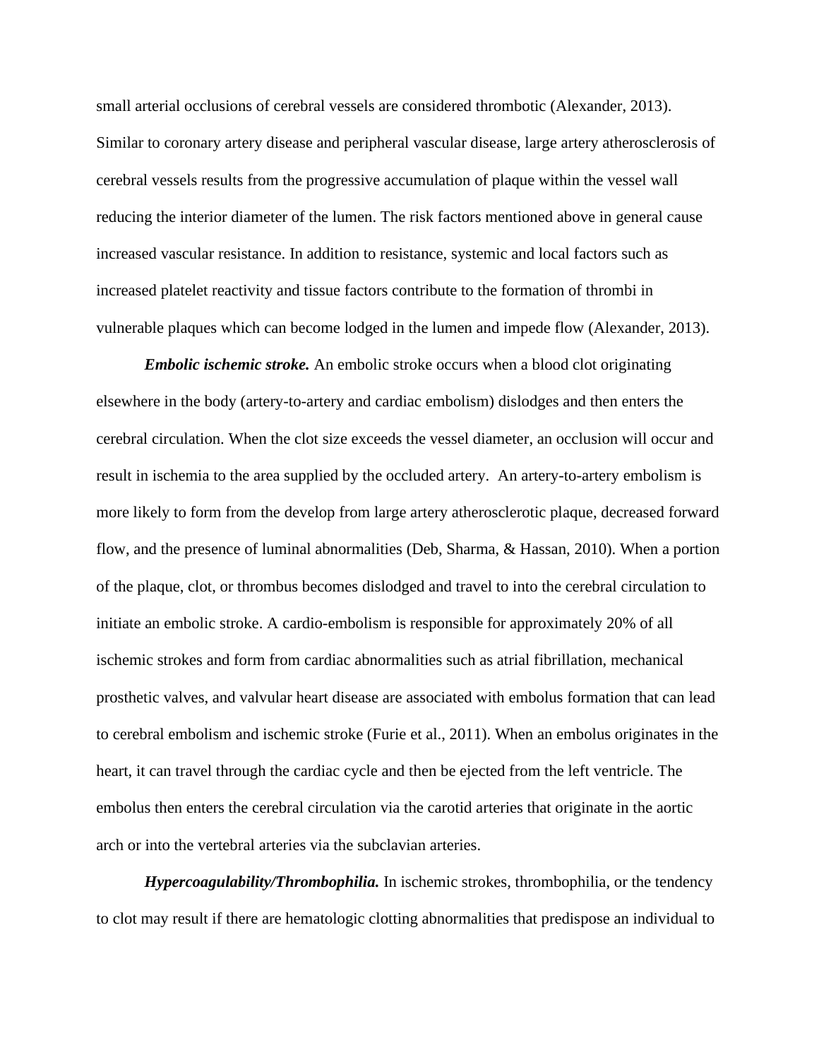small arterial occlusions of cerebral vessels are considered thrombotic (Alexander, 2013). Similar to coronary artery disease and peripheral vascular disease, large artery atherosclerosis of cerebral vessels results from the progressive accumulation of plaque within the vessel wall reducing the interior diameter of the lumen. The risk factors mentioned above in general cause increased vascular resistance. In addition to resistance, systemic and local factors such as increased platelet reactivity and tissue factors contribute to the formation of thrombi in vulnerable plaques which can become lodged in the lumen and impede flow (Alexander, 2013).

***Embolic ischemic stroke.*** An embolic stroke occurs when a blood clot originating elsewhere in the body (artery-to-artery and cardiac embolism) dislodges and then enters the cerebral circulation. When the clot size exceeds the vessel diameter, an occlusion will occur and result in ischemia to the area supplied by the occluded artery. An artery-to-artery embolism is more likely to form from the develop from large artery atherosclerotic plaque, decreased forward flow, and the presence of luminal abnormalities (Deb, Sharma, & Hassan, 2010). When a portion of the plaque, clot, or thrombus becomes dislodged and travel to into the cerebral circulation to initiate an embolic stroke. A cardio-embolism is responsible for approximately 20% of all ischemic strokes and form from cardiac abnormalities such as atrial fibrillation, mechanical prosthetic valves, and valvular heart disease are associated with embolus formation that can lead to cerebral embolism and ischemic stroke (Furie et al., 2011). When an embolus originates in the heart, it can travel through the cardiac cycle and then be ejected from the left ventricle. The embolus then enters the cerebral circulation via the carotid arteries that originate in the aortic arch or into the vertebral arteries via the subclavian arteries.

***Hypercoagulability/Thrombophilia.*** In ischemic strokes, thrombophilia, or the tendency to clot may result if there are hematologic clotting abnormalities that predispose an individual to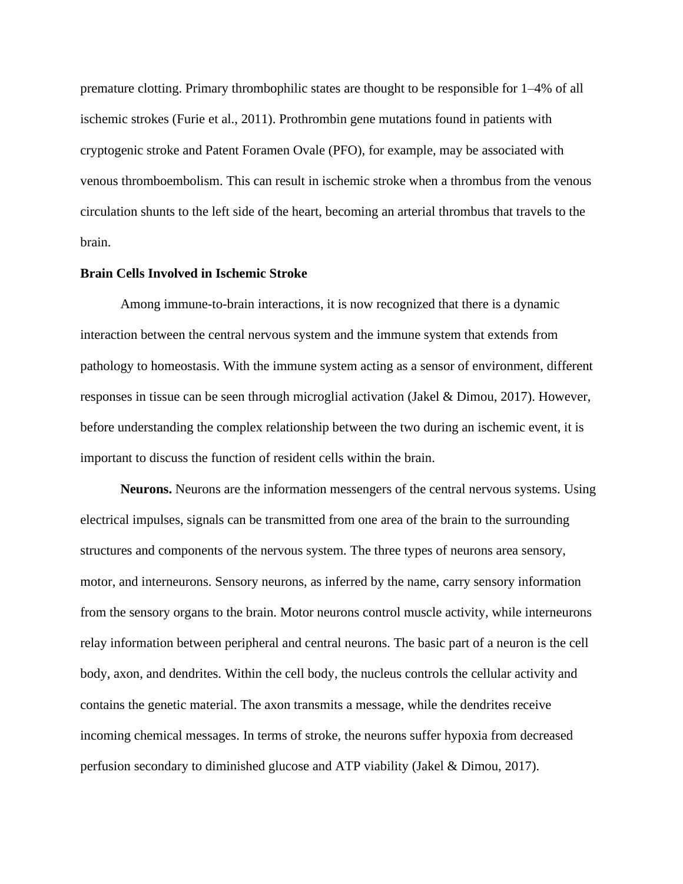premature clotting. Primary thrombophilic states are thought to be responsible for 1–4% of all ischemic strokes (Furie et al., 2011). Prothrombin gene mutations found in patients with cryptogenic stroke and Patent Foramen Ovale (PFO), for example, may be associated with venous thromboembolism. This can result in ischemic stroke when a thrombus from the venous circulation shunts to the left side of the heart, becoming an arterial thrombus that travels to the brain.

## Brain Cells Involved in Ischemic Stroke

Among immune-to-brain interactions, it is now recognized that there is a dynamic interaction between the central nervous system and the immune system that extends from pathology to homeostasis. With the immune system acting as a sensor of environment, different responses in tissue can be seen through microglial activation (Jakel & Dimou, 2017). However, before understanding the complex relationship between the two during an ischemic event, it is important to discuss the function of resident cells within the brain.

**Neurons.** Neurons are the information messengers of the central nervous systems. Using electrical impulses, signals can be transmitted from one area of the brain to the surrounding structures and components of the nervous system. The three types of neurons area sensory, motor, and interneurons. Sensory neurons, as inferred by the name, carry sensory information from the sensory organs to the brain. Motor neurons control muscle activity, while interneurons relay information between peripheral and central neurons. The basic part of a neuron is the cell body, axon, and dendrites. Within the cell body, the nucleus controls the cellular activity and contains the genetic material. The axon transmits a message, while the dendrites receive incoming chemical messages. In terms of stroke, the neurons suffer hypoxia from decreased perfusion secondary to diminished glucose and ATP viability (Jakel & Dimou, 2017).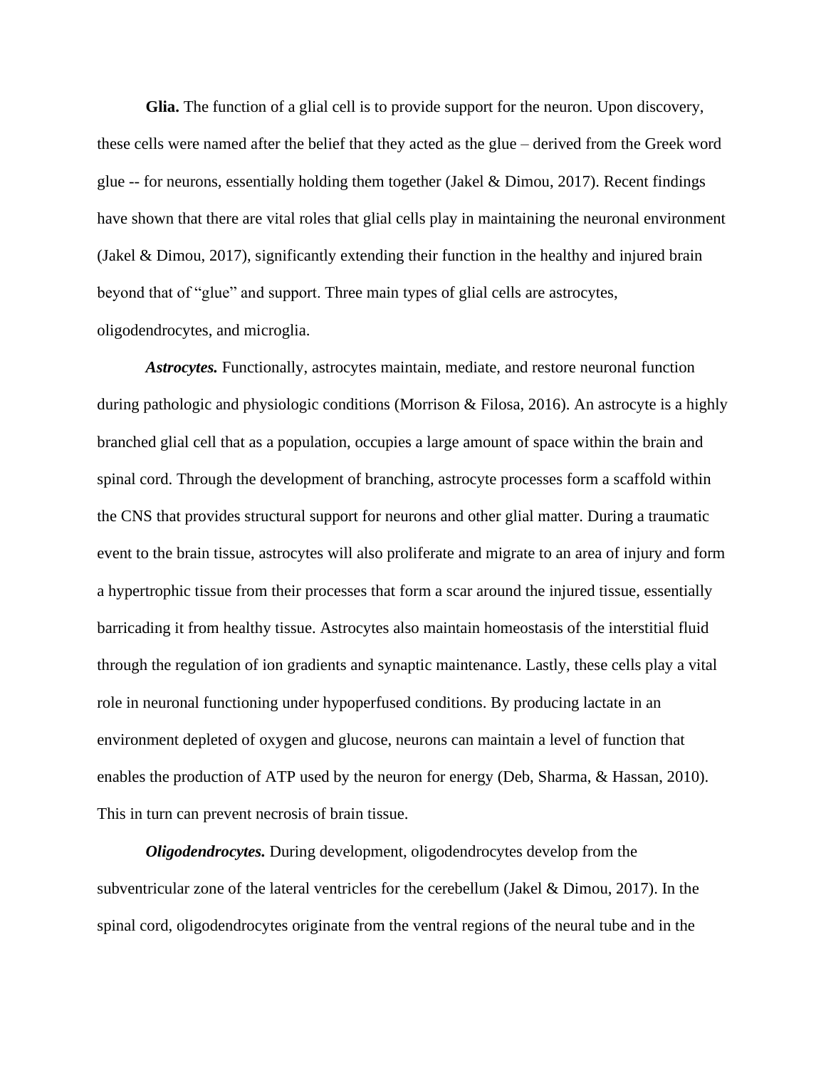**Glia.** The function of a glial cell is to provide support for the neuron. Upon discovery, these cells were named after the belief that they acted as the glue – derived from the Greek word glue -- for neurons, essentially holding them together (Jakel & Dimou, 2017). Recent findings have shown that there are vital roles that glial cells play in maintaining the neuronal environment (Jakel & Dimou, 2017), significantly extending their function in the healthy and injured brain beyond that of "glue" and support. Three main types of glial cells are astrocytes, oligodendrocytes, and microglia.

***Astrocytes.*** Functionally, astrocytes maintain, mediate, and restore neuronal function during pathologic and physiologic conditions (Morrison & Filosa, 2016). An astrocyte is a highly branched glial cell that as a population, occupies a large amount of space within the brain and spinal cord. Through the development of branching, astrocyte processes form a scaffold within the CNS that provides structural support for neurons and other glial matter. During a traumatic event to the brain tissue, astrocytes will also proliferate and migrate to an area of injury and form a hypertrophic tissue from their processes that form a scar around the injured tissue, essentially barricading it from healthy tissue. Astrocytes also maintain homeostasis of the interstitial fluid through the regulation of ion gradients and synaptic maintenance. Lastly, these cells play a vital role in neuronal functioning under hypoperfused conditions. By producing lactate in an environment depleted of oxygen and glucose, neurons can maintain a level of function that enables the production of ATP used by the neuron for energy (Deb, Sharma, & Hassan, 2010). This in turn can prevent necrosis of brain tissue.

***Oligodendrocytes.*** During development, oligodendrocytes develop from the subventricular zone of the lateral ventricles for the cerebellum (Jakel & Dimou, 2017). In the spinal cord, oligodendrocytes originate from the ventral regions of the neural tube and in the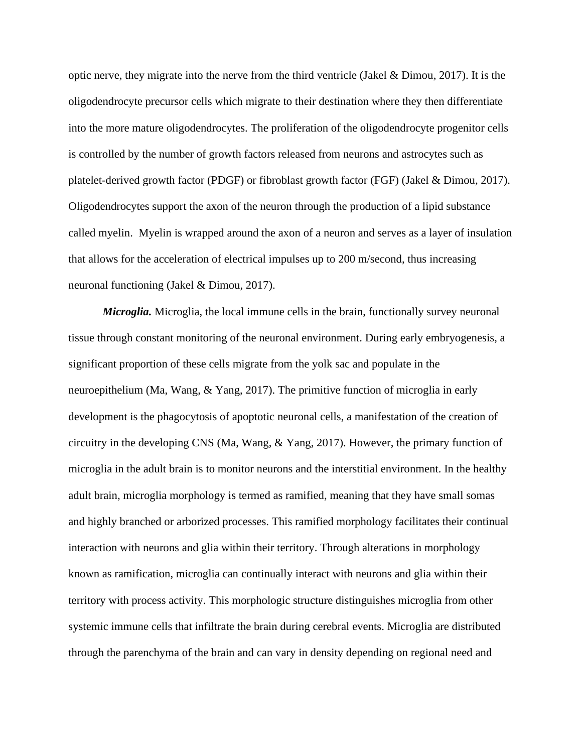optic nerve, they migrate into the nerve from the third ventricle (Jakel & Dimou, 2017). It is the oligodendrocyte precursor cells which migrate to their destination where they then differentiate into the more mature oligodendrocytes. The proliferation of the oligodendrocyte progenitor cells is controlled by the number of growth factors released from neurons and astrocytes such as platelet-derived growth factor (PDGF) or fibroblast growth factor (FGF) (Jakel & Dimou, 2017). Oligodendrocytes support the axon of the neuron through the production of a lipid substance called myelin. Myelin is wrapped around the axon of a neuron and serves as a layer of insulation that allows for the acceleration of electrical impulses up to 200 m/second, thus increasing neuronal functioning (Jakel & Dimou, 2017).

***Microglia.*** Microglia, the local immune cells in the brain, functionally survey neuronal tissue through constant monitoring of the neuronal environment. During early embryogenesis, a significant proportion of these cells migrate from the yolk sac and populate in the neuroepithelium (Ma, Wang, & Yang, 2017). The primitive function of microglia in early development is the phagocytosis of apoptotic neuronal cells, a manifestation of the creation of circuitry in the developing CNS (Ma, Wang, & Yang, 2017). However, the primary function of microglia in the adult brain is to monitor neurons and the interstitial environment. In the healthy adult brain, microglia morphology is termed as ramified, meaning that they have small somas and highly branched or arborized processes. This ramified morphology facilitates their continual interaction with neurons and glia within their territory. Through alterations in morphology known as ramification, microglia can continually interact with neurons and glia within their territory with process activity. This morphologic structure distinguishes microglia from other systemic immune cells that infiltrate the brain during cerebral events. Microglia are distributed through the parenchyma of the brain and can vary in density depending on regional need and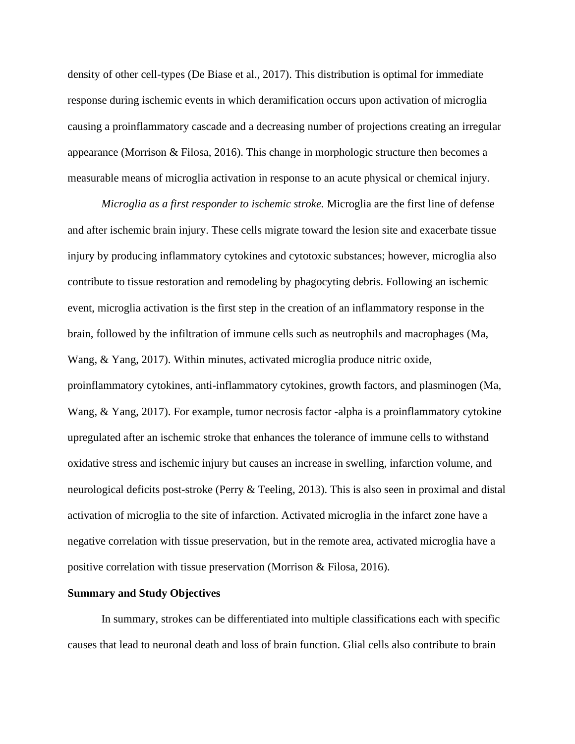density of other cell-types (De Biase et al., 2017). This distribution is optimal for immediate response during ischemic events in which deramification occurs upon activation of microglia causing a proinflammatory cascade and a decreasing number of projections creating an irregular appearance (Morrison & Filosa, 2016). This change in morphologic structure then becomes a measurable means of microglia activation in response to an acute physical or chemical injury.

*Microglia as a first responder to ischemic stroke.* Microglia are the first line of defense and after ischemic brain injury. These cells migrate toward the lesion site and exacerbate tissue injury by producing inflammatory cytokines and cytotoxic substances; however, microglia also contribute to tissue restoration and remodeling by phagocyting debris. Following an ischemic event, microglia activation is the first step in the creation of an inflammatory response in the brain, followed by the infiltration of immune cells such as neutrophils and macrophages (Ma, Wang, & Yang, 2017). Within minutes, activated microglia produce nitric oxide, proinflammatory cytokines, anti-inflammatory cytokines, growth factors, and plasminogen (Ma, Wang, & Yang, 2017). For example, tumor necrosis factor -alpha is a proinflammatory cytokine upregulated after an ischemic stroke that enhances the tolerance of immune cells to withstand oxidative stress and ischemic injury but causes an increase in swelling, infarction volume, and neurological deficits post-stroke (Perry & Teeling, 2013). This is also seen in proximal and distal activation of microglia to the site of infarction. Activated microglia in the infarct zone have a negative correlation with tissue preservation, but in the remote area, activated microglia have a positive correlation with tissue preservation (Morrison & Filosa, 2016).

**Summary and Study Objectives**

In summary, strokes can be differentiated into multiple classifications each with specific causes that lead to neuronal death and loss of brain function. Glial cells also contribute to brain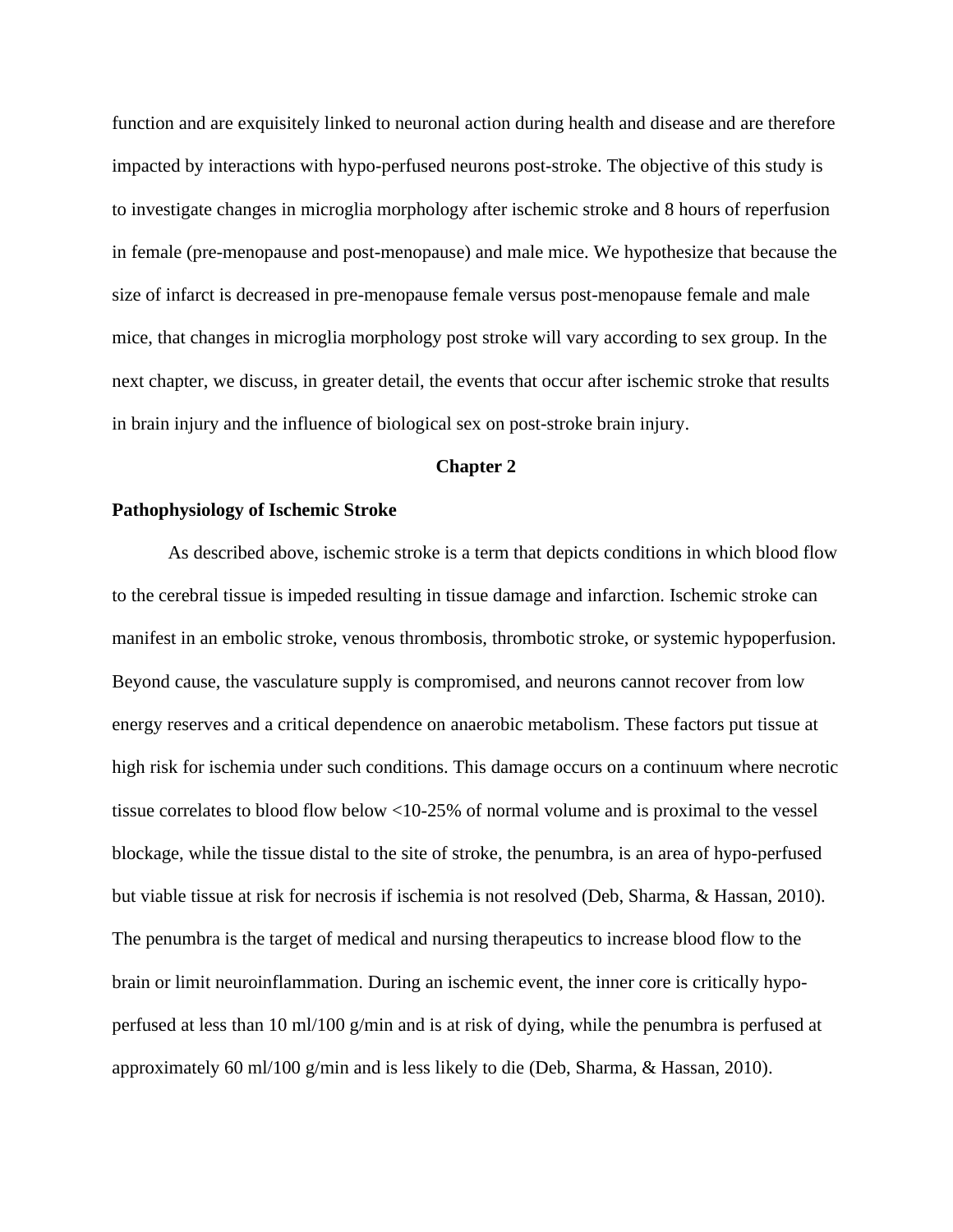function and are exquisitely linked to neuronal action during health and disease and are therefore impacted by interactions with hypo-perfused neurons post-stroke. The objective of this study is to investigate changes in microglia morphology after ischemic stroke and 8 hours of reperfusion in female (pre-menopause and post-menopause) and male mice. We hypothesize that because the size of infarct is decreased in pre-menopause female versus post-menopause female and male mice, that changes in microglia morphology post stroke will vary according to sex group. In the next chapter, we discuss, in greater detail, the events that occur after ischemic stroke that results in brain injury and the influence of biological sex on post-stroke brain injury.

# Chapter 2

## Pathophysiology of Ischemic Stroke

As described above, ischemic stroke is a term that depicts conditions in which blood flow to the cerebral tissue is impeded resulting in tissue damage and infarction. Ischemic stroke can manifest in an embolic stroke, venous thrombosis, thrombotic stroke, or systemic hypoperfusion. Beyond cause, the vasculature supply is compromised, and neurons cannot recover from low energy reserves and a critical dependence on anaerobic metabolism. These factors put tissue at high risk for ischemia under such conditions. This damage occurs on a continuum where necrotic tissue correlates to blood flow below <10-25% of normal volume and is proximal to the vessel blockage, while the tissue distal to the site of stroke, the penumbra, is an area of hypo-perfused but viable tissue at risk for necrosis if ischemia is not resolved (Deb, Sharma, & Hassan, 2010). The penumbra is the target of medical and nursing therapeutics to increase blood flow to the brain or limit neuroinflammation. During an ischemic event, the inner core is critically hypo-perfused at less than 10 ml/100 g/min and is at risk of dying, while the penumbra is perfused at approximately 60 ml/100 g/min and is less likely to die (Deb, Sharma, & Hassan, 2010).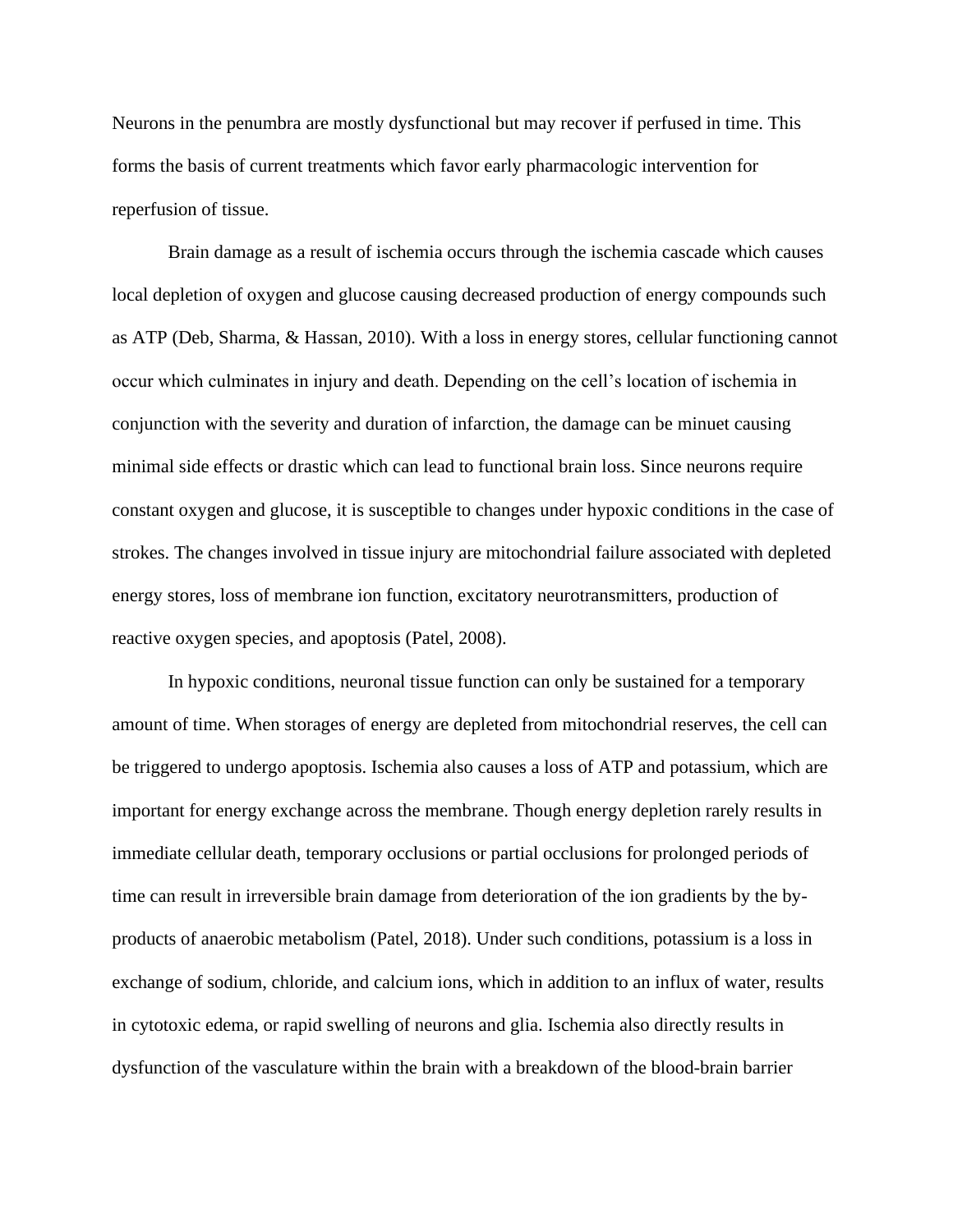Neurons in the penumbra are mostly dysfunctional but may recover if perfused in time. This forms the basis of current treatments which favor early pharmacologic intervention for reperfusion of tissue.

Brain damage as a result of ischemia occurs through the ischemia cascade which causes local depletion of oxygen and glucose causing decreased production of energy compounds such as ATP (Deb, Sharma, & Hassan, 2010). With a loss in energy stores, cellular functioning cannot occur which culminates in injury and death. Depending on the cell's location of ischemia in conjunction with the severity and duration of infarction, the damage can be minuet causing minimal side effects or drastic which can lead to functional brain loss. Since neurons require constant oxygen and glucose, it is susceptible to changes under hypoxic conditions in the case of strokes. The changes involved in tissue injury are mitochondrial failure associated with depleted energy stores, loss of membrane ion function, excitatory neurotransmitters, production of reactive oxygen species, and apoptosis (Patel, 2008).

In hypoxic conditions, neuronal tissue function can only be sustained for a temporary amount of time. When storages of energy are depleted from mitochondrial reserves, the cell can be triggered to undergo apoptosis. Ischemia also causes a loss of ATP and potassium, which are important for energy exchange across the membrane. Though energy depletion rarely results in immediate cellular death, temporary occlusions or partial occlusions for prolonged periods of time can result in irreversible brain damage from deterioration of the ion gradients by the by-products of anaerobic metabolism (Patel, 2018). Under such conditions, potassium is a loss in exchange of sodium, chloride, and calcium ions, which in addition to an influx of water, results in cytotoxic edema, or rapid swelling of neurons and glia. Ischemia also directly results in dysfunction of the vasculature within the brain with a breakdown of the blood-brain barrier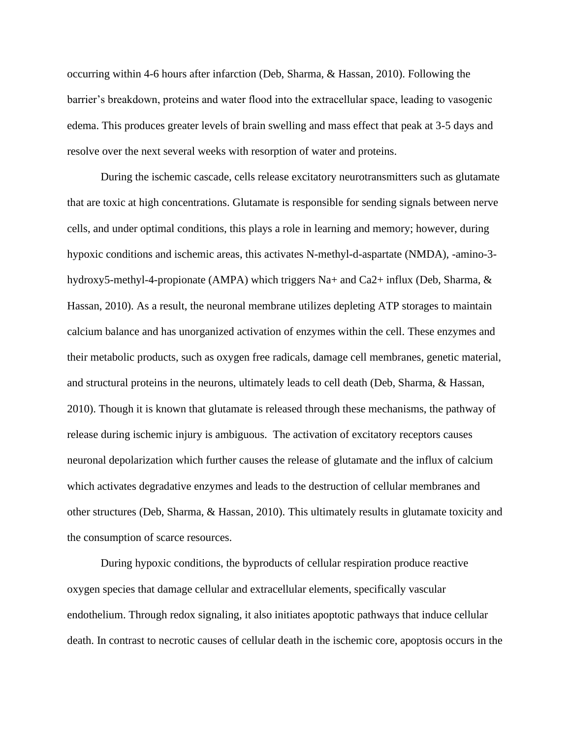occurring within 4-6 hours after infarction (Deb, Sharma, & Hassan, 2010). Following the barrier's breakdown, proteins and water flood into the extracellular space, leading to vasogenic edema. This produces greater levels of brain swelling and mass effect that peak at 3-5 days and resolve over the next several weeks with resorption of water and proteins.

During the ischemic cascade, cells release excitatory neurotransmitters such as glutamate that are toxic at high concentrations. Glutamate is responsible for sending signals between nerve cells, and under optimal conditions, this plays a role in learning and memory; however, during hypoxic conditions and ischemic areas, this activates N-methyl-d-aspartate (NMDA), -amino-3-hydroxy5-methyl-4-propionate (AMPA) which triggers $Na^+$ and $Ca^{2+}$ influx (Deb, Sharma, & Hassan, 2010). As a result, the neuronal membrane utilizes depleting ATP storages to maintain calcium balance and has unorganized activation of enzymes within the cell. These enzymes and their metabolic products, such as oxygen free radicals, damage cell membranes, genetic material, and structural proteins in the neurons, ultimately leads to cell death (Deb, Sharma, & Hassan, 2010). Though it is known that glutamate is released through these mechanisms, the pathway of release during ischemic injury is ambiguous. The activation of excitatory receptors causes neuronal depolarization which further causes the release of glutamate and the influx of calcium which activates degradative enzymes and leads to the destruction of cellular membranes and other structures (Deb, Sharma, & Hassan, 2010). This ultimately results in glutamate toxicity and the consumption of scarce resources.

During hypoxic conditions, the byproducts of cellular respiration produce reactive oxygen species that damage cellular and extracellular elements, specifically vascular endothelium. Through redox signaling, it also initiates apoptotic pathways that induce cellular death. In contrast to necrotic causes of cellular death in the ischemic core, apoptosis occurs in the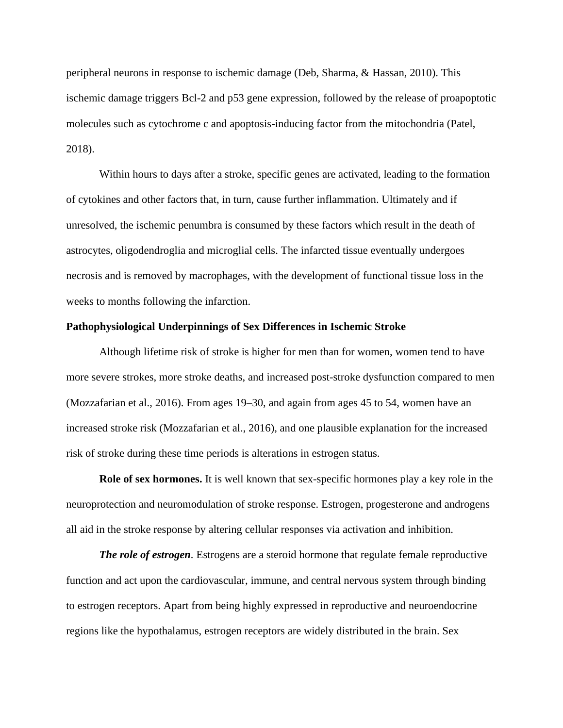peripheral neurons in response to ischemic damage (Deb, Sharma, & Hassan, 2010). This ischemic damage triggers Bcl-2 and p53 gene expression, followed by the release of proapoptotic molecules such as cytochrome c and apoptosis-inducing factor from the mitochondria (Patel, 2018).

Within hours to days after a stroke, specific genes are activated, leading to the formation of cytokines and other factors that, in turn, cause further inflammation. Ultimately and if unresolved, the ischemic penumbra is consumed by these factors which result in the death of astrocytes, oligodendroglia and microglial cells. The infarcted tissue eventually undergoes necrosis and is removed by macrophages, with the development of functional tissue loss in the weeks to months following the infarction.

## Pathophysiological Underpinnings of Sex Differences in Ischemic Stroke

Although lifetime risk of stroke is higher for men than for women, women tend to have more severe strokes, more stroke deaths, and increased post-stroke dysfunction compared to men (Mozzafarian et al., 2016). From ages 19–30, and again from ages 45 to 54, women have an increased stroke risk (Mozzafarian et al., 2016), and one plausible explanation for the increased risk of stroke during these time periods is alterations in estrogen status.

**Role of sex hormones.** It is well known that sex-specific hormones play a key role in the neuroprotection and neuromodulation of stroke response. Estrogen, progesterone and androgens all aid in the stroke response by altering cellular responses via activation and inhibition.

***The role of estrogen***. Estrogens are a steroid hormone that regulate female reproductive function and act upon the cardiovascular, immune, and central nervous system through binding to estrogen receptors. Apart from being highly expressed in reproductive and neuroendocrine regions like the hypothalamus, estrogen receptors are widely distributed in the brain. Sex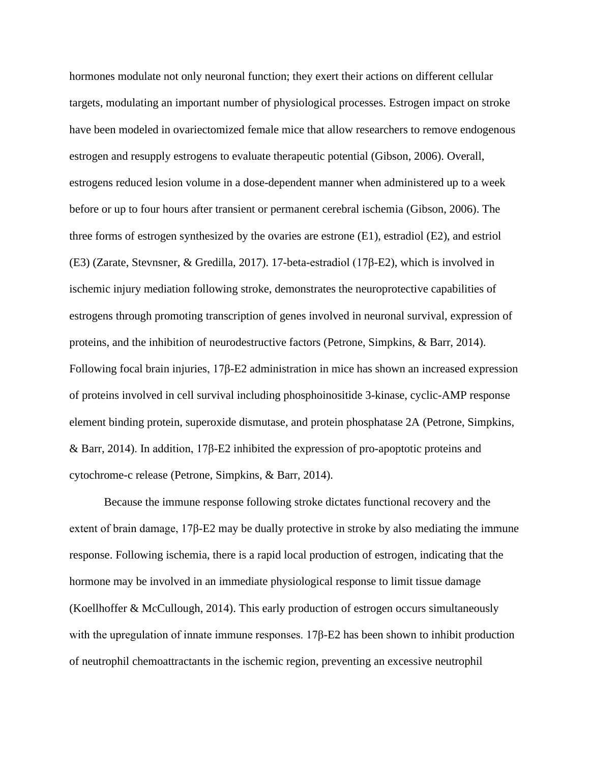hormones modulate not only neuronal function; they exert their actions on different cellular targets, modulating an important number of physiological processes. Estrogen impact on stroke have been modeled in ovariectomized female mice that allow researchers to remove endogenous estrogen and resupply estrogens to evaluate therapeutic potential (Gibson, 2006). Overall, estrogens reduced lesion volume in a dose-dependent manner when administered up to a week before or up to four hours after transient or permanent cerebral ischemia (Gibson, 2006). The three forms of estrogen synthesized by the ovaries are estrone (E1), estradiol (E2), and estriol (E3) (Zarate, Stevnsner, & Gredilla, 2017). 17-beta-estradiol (17β-E2), which is involved in ischemic injury mediation following stroke, demonstrates the neuroprotective capabilities of estrogens through promoting transcription of genes involved in neuronal survival, expression of proteins, and the inhibition of neurodestructive factors (Petrone, Simpkins, & Barr, 2014). Following focal brain injuries, 17β-E2 administration in mice has shown an increased expression of proteins involved in cell survival including phosphoinositide 3-kinase, cyclic-AMP response element binding protein, superoxide dismutase, and protein phosphatase 2A (Petrone, Simpkins, & Barr, 2014). In addition, 17β-E2 inhibited the expression of pro-apoptotic proteins and cytochrome-c release (Petrone, Simpkins, & Barr, 2014).

Because the immune response following stroke dictates functional recovery and the extent of brain damage, 17β-E2 may be dually protective in stroke by also mediating the immune response. Following ischemia, there is a rapid local production of estrogen, indicating that the hormone may be involved in an immediate physiological response to limit tissue damage (Koellhoffer & McCullough, 2014). This early production of estrogen occurs simultaneously with the upregulation of innate immune responses. 17β-E2 has been shown to inhibit production of neutrophil chemoattractants in the ischemic region, preventing an excessive neutrophil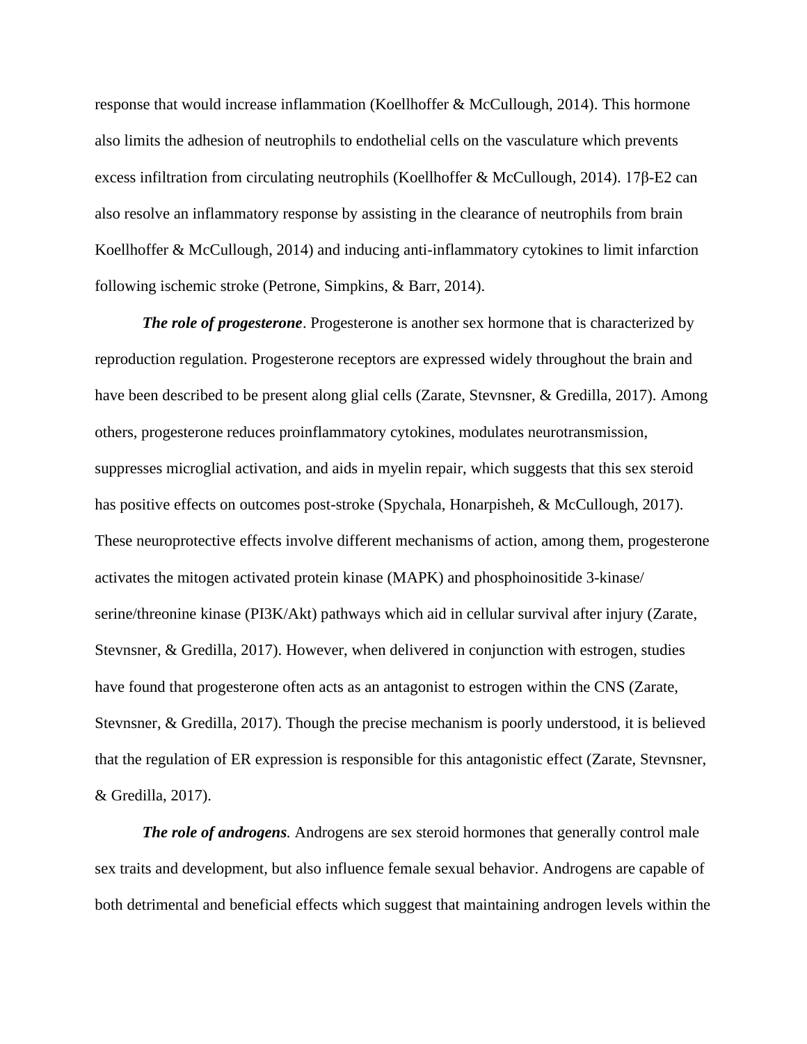response that would increase inflammation (Koellhoffer & McCullough, 2014). This hormone also limits the adhesion of neutrophils to endothelial cells on the vasculature which prevents excess infiltration from circulating neutrophils (Koellhoffer & McCullough, 2014). 17β-E2 can also resolve an inflammatory response by assisting in the clearance of neutrophils from brain Koellhoffer & McCullough, 2014) and inducing anti-inflammatory cytokines to limit infarction following ischemic stroke (Petrone, Simpkins, & Barr, 2014).

***The role of progesterone***. Progesterone is another sex hormone that is characterized by reproduction regulation. Progesterone receptors are expressed widely throughout the brain and have been described to be present along glial cells (Zarate, Stevnsner, & Gredilla, 2017). Among others, progesterone reduces proinflammatory cytokines, modulates neurotransmission, suppresses microglial activation, and aids in myelin repair, which suggests that this sex steroid has positive effects on outcomes post-stroke (Spychala, Honarpisheh, & McCullough, 2017). These neuroprotective effects involve different mechanisms of action, among them, progesterone activates the mitogen activated protein kinase (MAPK) and phosphoinositide 3-kinase/ serine/threonine kinase (PI3K/Akt) pathways which aid in cellular survival after injury (Zarate, Stevnsner, & Gredilla, 2017). However, when delivered in conjunction with estrogen, studies have found that progesterone often acts as an antagonist to estrogen within the CNS (Zarate, Stevnsner, & Gredilla, 2017). Though the precise mechanism is poorly understood, it is believed that the regulation of ER expression is responsible for this antagonistic effect (Zarate, Stevnsner, & Gredilla, 2017).

***The role of androgens.*** Androgens are sex steroid hormones that generally control male sex traits and development, but also influence female sexual behavior. Androgens are capable of both detrimental and beneficial effects which suggest that maintaining androgen levels within the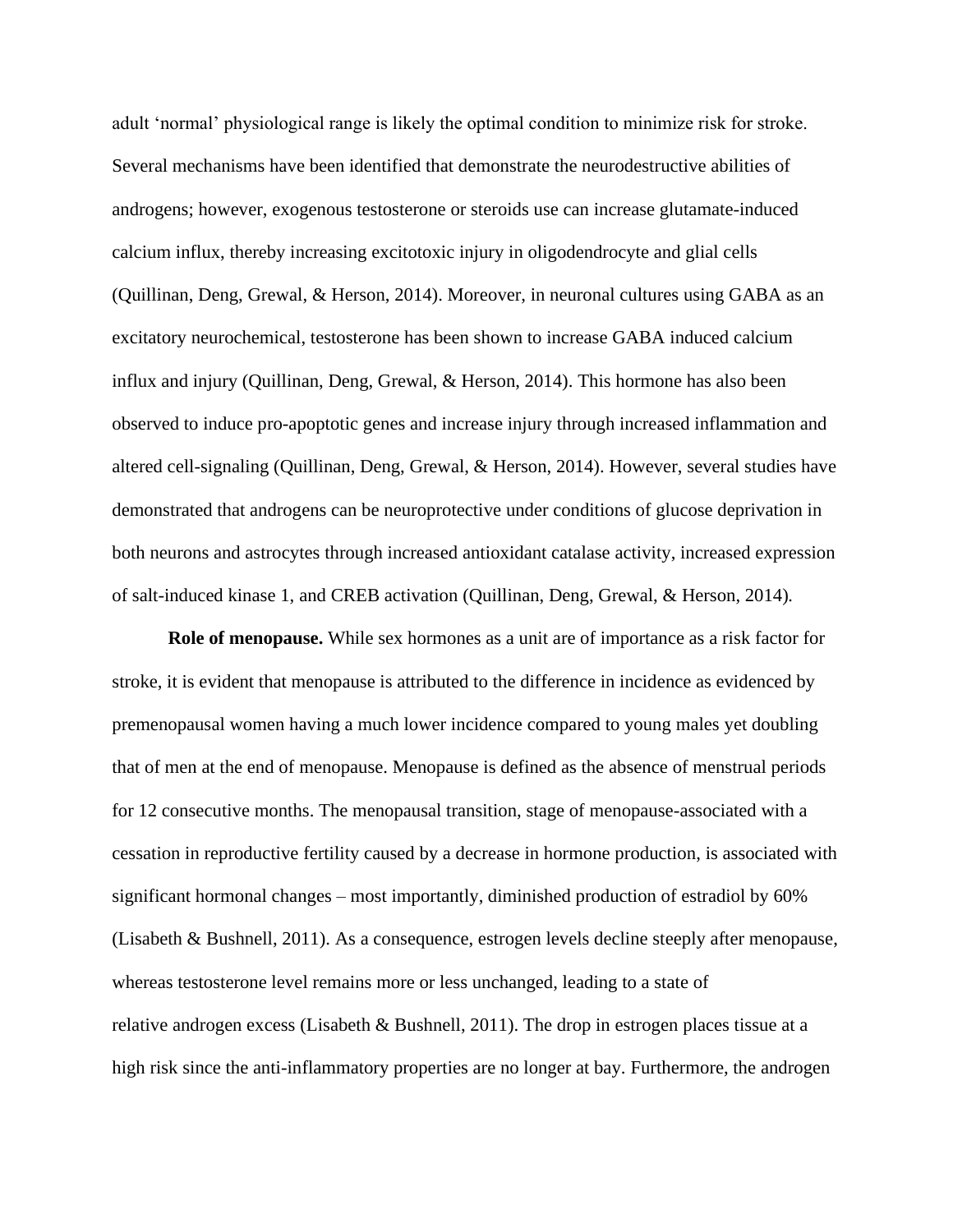adult 'normal' physiological range is likely the optimal condition to minimize risk for stroke. Several mechanisms have been identified that demonstrate the neurodestructive abilities of androgens; however, exogenous testosterone or steroids use can increase glutamate-induced calcium influx, thereby increasing excitotoxic injury in oligodendrocyte and glial cells (Quillinan, Deng, Grewal, & Herson, 2014). Moreover, in neuronal cultures using GABA as an excitatory neurochemical, testosterone has been shown to increase GABA induced calcium influx and injury (Quillinan, Deng, Grewal, & Herson, 2014). This hormone has also been observed to induce pro-apoptotic genes and increase injury through increased inflammation and altered cell-signaling (Quillinan, Deng, Grewal, & Herson, 2014). However, several studies have demonstrated that androgens can be neuroprotective under conditions of glucose deprivation in both neurons and astrocytes through increased antioxidant catalase activity, increased expression of salt-induced kinase 1, and CREB activation (Quillinan, Deng, Grewal, & Herson, 2014).

**Role of menopause.** While sex hormones as a unit are of importance as a risk factor for stroke, it is evident that menopause is attributed to the difference in incidence as evidenced by premenopausal women having a much lower incidence compared to young males yet doubling that of men at the end of menopause. Menopause is defined as the absence of menstrual periods for 12 consecutive months. The menopausal transition, stage of menopause-associated with a cessation in reproductive fertility caused by a decrease in hormone production, is associated with significant hormonal changes – most importantly, diminished production of estradiol by 60% (Lisabeth & Bushnell, 2011). As a consequence, estrogen levels decline steeply after menopause, whereas testosterone level remains more or less unchanged, leading to a state of relative androgen excess (Lisabeth & Bushnell, 2011). The drop in estrogen places tissue at a high risk since the anti-inflammatory properties are no longer at bay. Furthermore, the androgen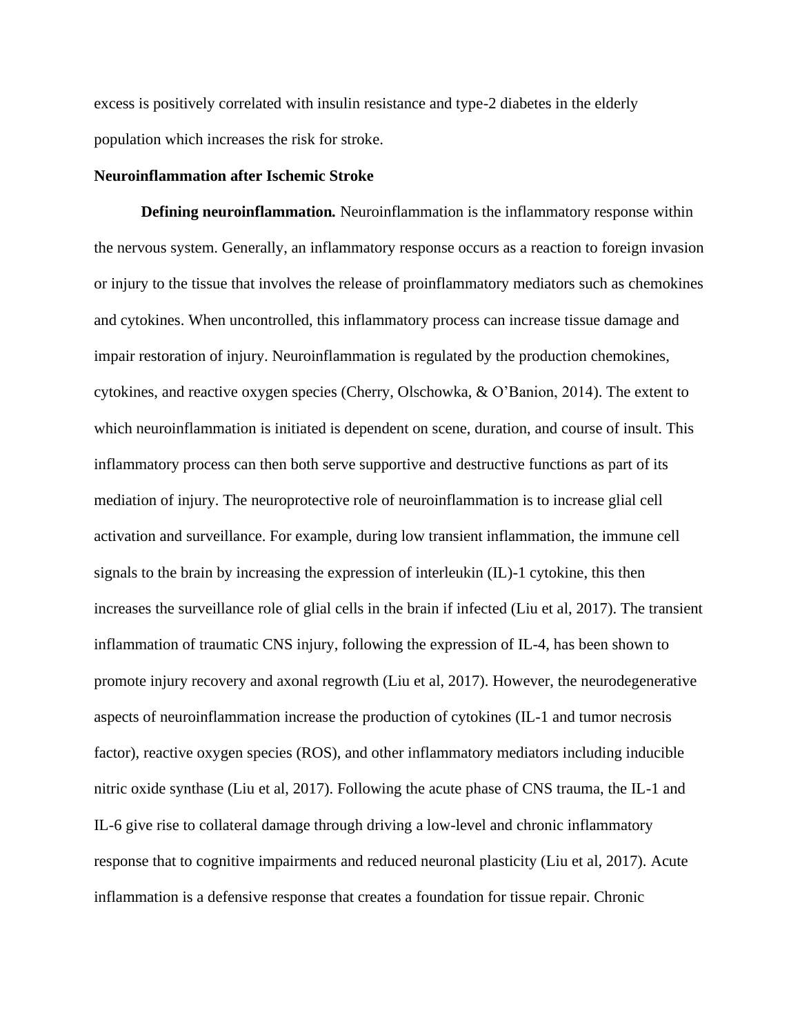excess is positively correlated with insulin resistance and type-2 diabetes in the elderly population which increases the risk for stroke.

## Neuroinflammation after Ischemic Stroke

**Defining neuroinflammation.** Neuroinflammation is the inflammatory response within the nervous system. Generally, an inflammatory response occurs as a reaction to foreign invasion or injury to the tissue that involves the release of proinflammatory mediators such as chemokines and cytokines. When uncontrolled, this inflammatory process can increase tissue damage and impair restoration of injury. Neuroinflammation is regulated by the production chemokines, cytokines, and reactive oxygen species (Cherry, Olschowka, & O'Banion, 2014). The extent to which neuroinflammation is initiated is dependent on scene, duration, and course of insult. This inflammatory process can then both serve supportive and destructive functions as part of its mediation of injury. The neuroprotective role of neuroinflammation is to increase glial cell activation and surveillance. For example, during low transient inflammation, the immune cell signals to the brain by increasing the expression of interleukin (IL)-1 cytokine, this then increases the surveillance role of glial cells in the brain if infected (Liu et al, 2017). The transient inflammation of traumatic CNS injury, following the expression of IL-4, has been shown to promote injury recovery and axonal regrowth (Liu et al, 2017). However, the neurodegenerative aspects of neuroinflammation increase the production of cytokines (IL-1 and tumor necrosis factor), reactive oxygen species (ROS), and other inflammatory mediators including inducible nitric oxide synthase (Liu et al, 2017). Following the acute phase of CNS trauma, the IL-1 and IL-6 give rise to collateral damage through driving a low-level and chronic inflammatory response that to cognitive impairments and reduced neuronal plasticity (Liu et al, 2017). Acute inflammation is a defensive response that creates a foundation for tissue repair. Chronic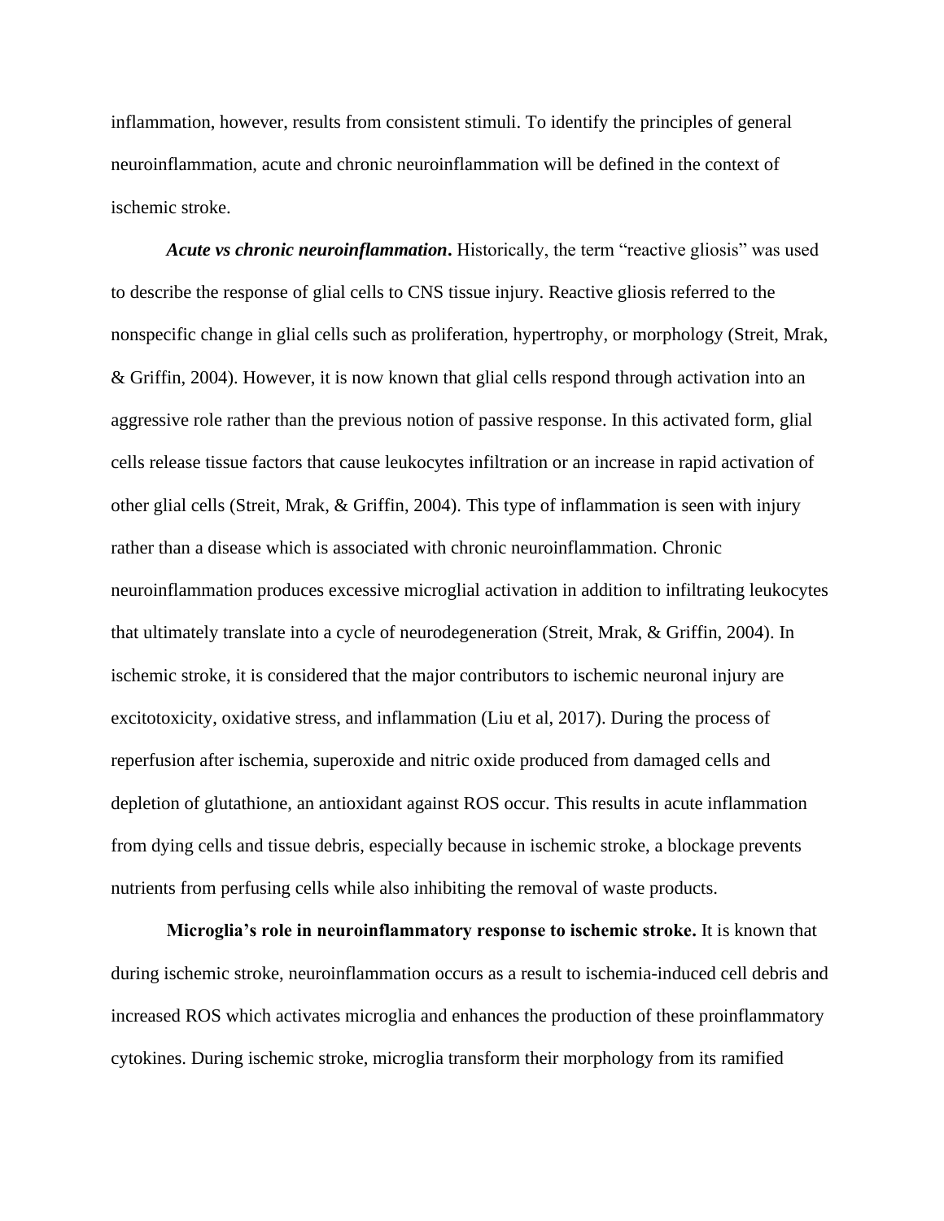inflammation, however, results from consistent stimuli. To identify the principles of general neuroinflammation, acute and chronic neuroinflammation will be defined in the context of ischemic stroke.

***Acute vs chronic neuroinflammation*.** Historically, the term "reactive gliosis" was used to describe the response of glial cells to CNS tissue injury. Reactive gliosis referred to the nonspecific change in glial cells such as proliferation, hypertrophy, or morphology (Streit, Mrak, & Griffin, 2004). However, it is now known that glial cells respond through activation into an aggressive role rather than the previous notion of passive response. In this activated form, glial cells release tissue factors that cause leukocytes infiltration or an increase in rapid activation of other glial cells (Streit, Mrak, & Griffin, 2004). This type of inflammation is seen with injury rather than a disease which is associated with chronic neuroinflammation. Chronic neuroinflammation produces excessive microglial activation in addition to infiltrating leukocytes that ultimately translate into a cycle of neurodegeneration (Streit, Mrak, & Griffin, 2004). In ischemic stroke, it is considered that the major contributors to ischemic neuronal injury are excitotoxicity, oxidative stress, and inflammation (Liu et al, 2017). During the process of reperfusion after ischemia, superoxide and nitric oxide produced from damaged cells and depletion of glutathione, an antioxidant against ROS occur. This results in acute inflammation from dying cells and tissue debris, especially because in ischemic stroke, a blockage prevents nutrients from perfusing cells while also inhibiting the removal of waste products.

**Microglia's role in neuroinflammatory response to ischemic stroke.** It is known that during ischemic stroke, neuroinflammation occurs as a result to ischemia-induced cell debris and increased ROS which activates microglia and enhances the production of these proinflammatory cytokines. During ischemic stroke, microglia transform their morphology from its ramified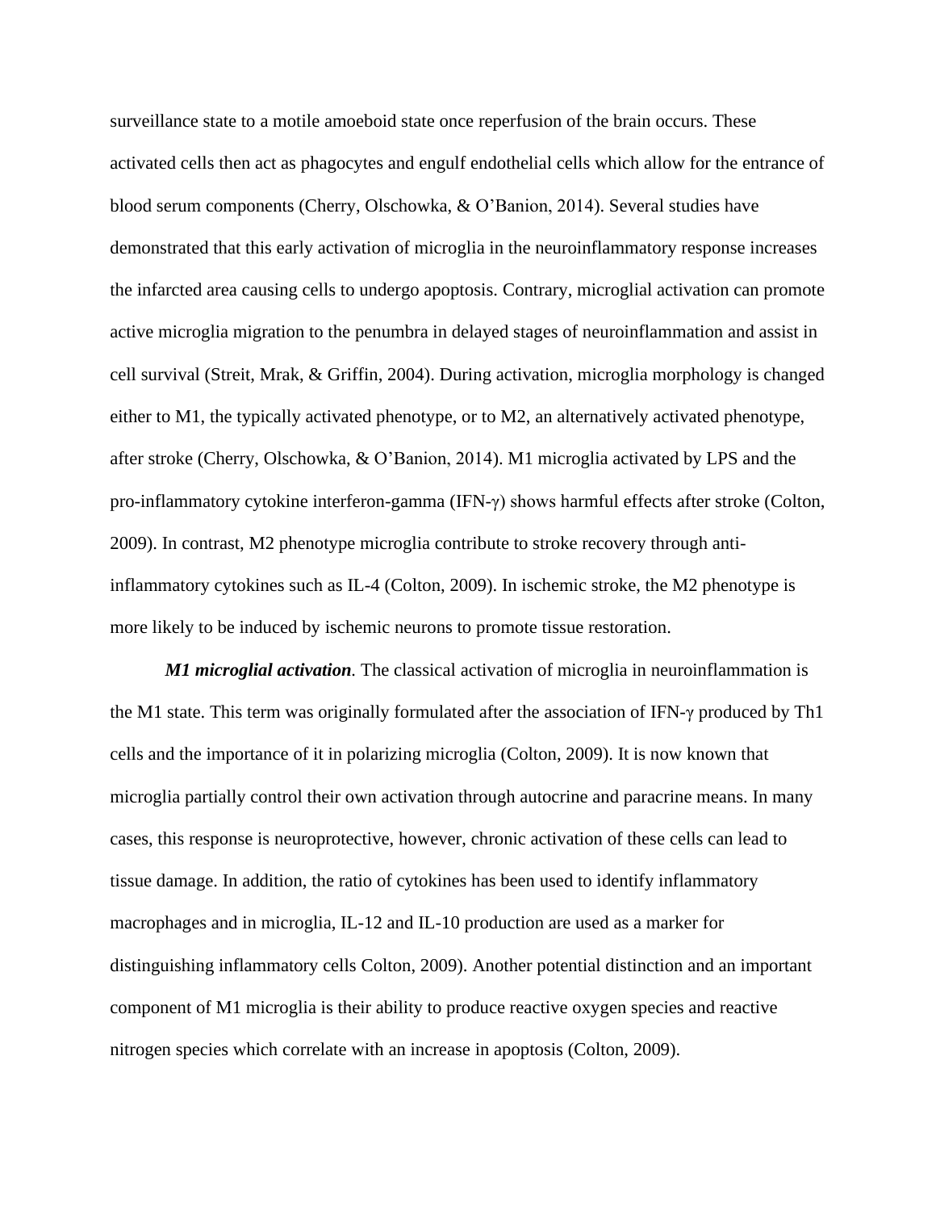surveillance state to a motile amoeboid state once reperfusion of the brain occurs. These activated cells then act as phagocytes and engulf endothelial cells which allow for the entrance of blood serum components (Cherry, Olschowka, & O'Banion, 2014). Several studies have demonstrated that this early activation of microglia in the neuroinflammatory response increases the infarcted area causing cells to undergo apoptosis. Contrary, microglial activation can promote active microglia migration to the penumbra in delayed stages of neuroinflammation and assist in cell survival (Streit, Mrak, & Griffin, 2004). During activation, microglia morphology is changed either to M1, the typically activated phenotype, or to M2, an alternatively activated phenotype, after stroke (Cherry, Olschowka, & O'Banion, 2014). M1 microglia activated by LPS and the pro-inflammatory cytokine interferon-gamma (IFN-γ) shows harmful effects after stroke (Colton, 2009). In contrast, M2 phenotype microglia contribute to stroke recovery through anti-inflammatory cytokines such as IL-4 (Colton, 2009). In ischemic stroke, the M2 phenotype is more likely to be induced by ischemic neurons to promote tissue restoration.

***M1 microglial activation***. The classical activation of microglia in neuroinflammation is the M1 state. This term was originally formulated after the association of IFN-γ produced by Th1 cells and the importance of it in polarizing microglia (Colton, 2009). It is now known that microglia partially control their own activation through autocrine and paracrine means. In many cases, this response is neuroprotective, however, chronic activation of these cells can lead to tissue damage. In addition, the ratio of cytokines has been used to identify inflammatory macrophages and in microglia, IL-12 and IL-10 production are used as a marker for distinguishing inflammatory cells Colton, 2009). Another potential distinction and an important component of M1 microglia is their ability to produce reactive oxygen species and reactive nitrogen species which correlate with an increase in apoptosis (Colton, 2009).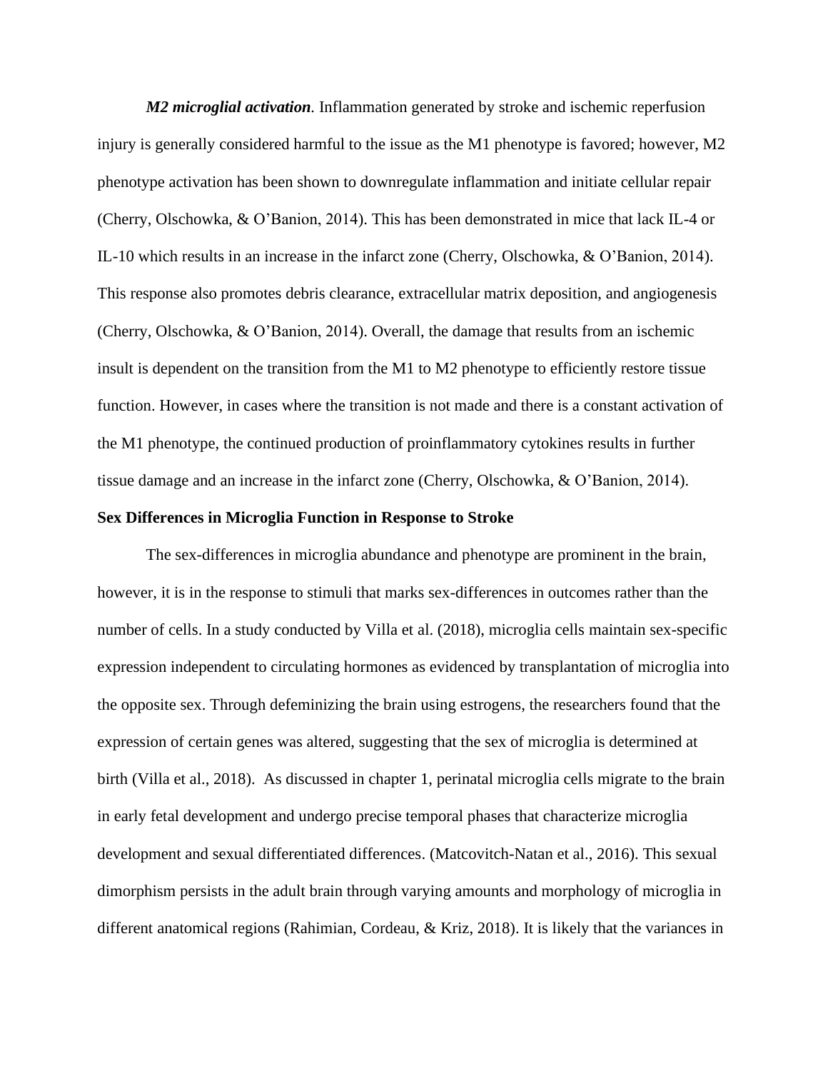***M2 microglial activation***. Inflammation generated by stroke and ischemic reperfusion injury is generally considered harmful to the issue as the M1 phenotype is favored; however, M2 phenotype activation has been shown to downregulate inflammation and initiate cellular repair (Cherry, Olschowka, & O'Banion, 2014). This has been demonstrated in mice that lack IL-4 or IL-10 which results in an increase in the infarct zone (Cherry, Olschowka, & O'Banion, 2014). This response also promotes debris clearance, extracellular matrix deposition, and angiogenesis (Cherry, Olschowka, & O'Banion, 2014). Overall, the damage that results from an ischemic insult is dependent on the transition from the M1 to M2 phenotype to efficiently restore tissue function. However, in cases where the transition is not made and there is a constant activation of the M1 phenotype, the continued production of proinflammatory cytokines results in further tissue damage and an increase in the infarct zone (Cherry, Olschowka, & O'Banion, 2014).

**Sex Differences in Microglia Function in Response to Stroke**

The sex-differences in microglia abundance and phenotype are prominent in the brain, however, it is in the response to stimuli that marks sex-differences in outcomes rather than the number of cells. In a study conducted by Villa et al. (2018), microglia cells maintain sex-specific expression independent to circulating hormones as evidenced by transplantation of microglia into the opposite sex. Through defeminizing the brain using estrogens, the researchers found that the expression of certain genes was altered, suggesting that the sex of microglia is determined at birth (Villa et al., 2018). As discussed in chapter 1, perinatal microglia cells migrate to the brain in early fetal development and undergo precise temporal phases that characterize microglia development and sexual differentiated differences. (Matcovitch-Natan et al., 2016). This sexual dimorphism persists in the adult brain through varying amounts and morphology of microglia in different anatomical regions (Rahimian, Cordeau, & Kriz, 2018). It is likely that the variances in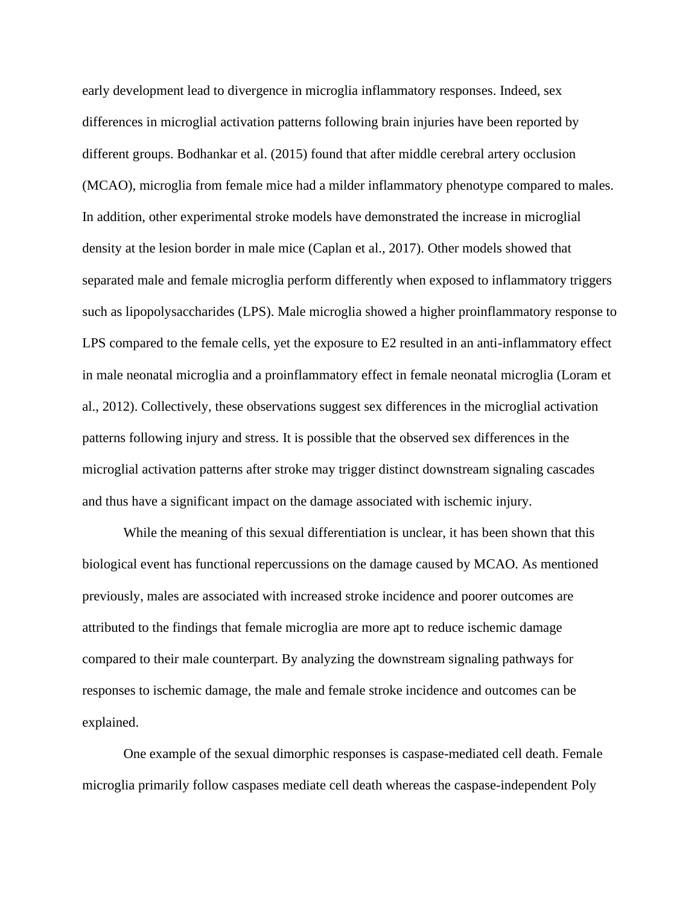early development lead to divergence in microglia inflammatory responses. Indeed, sex differences in microglial activation patterns following brain injuries have been reported by different groups. Bodhankar et al. (2015) found that after middle cerebral artery occlusion (MCAO), microglia from female mice had a milder inflammatory phenotype compared to males. In addition, other experimental stroke models have demonstrated the increase in microglial density at the lesion border in male mice (Caplan et al., 2017). Other models showed that separated male and female microglia perform differently when exposed to inflammatory triggers such as lipopolysaccharides (LPS). Male microglia showed a higher proinflammatory response to LPS compared to the female cells, yet the exposure to E2 resulted in an anti-inflammatory effect in male neonatal microglia and a proinflammatory effect in female neonatal microglia (Loram et al., 2012). Collectively, these observations suggest sex differences in the microglial activation patterns following injury and stress. It is possible that the observed sex differences in the microglial activation patterns after stroke may trigger distinct downstream signaling cascades and thus have a significant impact on the damage associated with ischemic injury.

While the meaning of this sexual differentiation is unclear, it has been shown that this biological event has functional repercussions on the damage caused by MCAO. As mentioned previously, males are associated with increased stroke incidence and poorer outcomes are attributed to the findings that female microglia are more apt to reduce ischemic damage compared to their male counterpart. By analyzing the downstream signaling pathways for responses to ischemic damage, the male and female stroke incidence and outcomes can be explained.

One example of the sexual dimorphic responses is caspase-mediated cell death. Female microglia primarily follow caspases mediate cell death whereas the caspase-independent Poly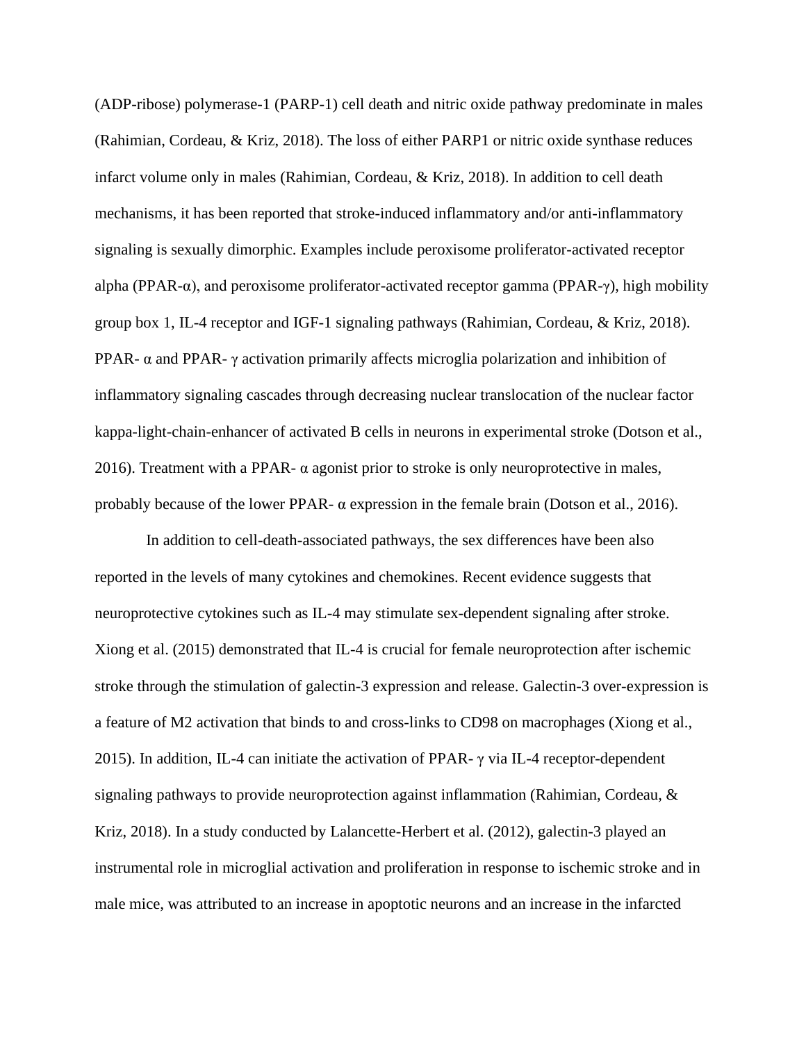(ADP-ribose) polymerase-1 (PARP-1) cell death and nitric oxide pathway predominate in males (Rahimian, Cordeau, & Kriz, 2018). The loss of either PARP1 or nitric oxide synthase reduces infarct volume only in males (Rahimian, Cordeau, & Kriz, 2018). In addition to cell death mechanisms, it has been reported that stroke-induced inflammatory and/or anti-inflammatory signaling is sexually dimorphic. Examples include peroxisome proliferator-activated receptor alpha (PPAR-α), and peroxisome proliferator-activated receptor gamma (PPAR-γ), high mobility group box 1, IL-4 receptor and IGF-1 signaling pathways (Rahimian, Cordeau, & Kriz, 2018). PPAR- α and PPAR- γ activation primarily affects microglia polarization and inhibition of inflammatory signaling cascades through decreasing nuclear translocation of the nuclear factor kappa-light-chain-enhancer of activated B cells in neurons in experimental stroke (Dotson et al., 2016). Treatment with a PPAR- α agonist prior to stroke is only neuroprotective in males, probably because of the lower PPAR- α expression in the female brain (Dotson et al., 2016).

In addition to cell-death-associated pathways, the sex differences have been also reported in the levels of many cytokines and chemokines. Recent evidence suggests that neuroprotective cytokines such as IL-4 may stimulate sex-dependent signaling after stroke. Xiong et al. (2015) demonstrated that IL-4 is crucial for female neuroprotection after ischemic stroke through the stimulation of galectin-3 expression and release. Galectin-3 over-expression is a feature of M2 activation that binds to and cross-links to CD98 on macrophages (Xiong et al., 2015). In addition, IL-4 can initiate the activation of PPAR- γ via IL-4 receptor-dependent signaling pathways to provide neuroprotection against inflammation (Rahimian, Cordeau, & Kriz, 2018). In a study conducted by Lalancette-Herbert et al. (2012), galectin-3 played an instrumental role in microglial activation and proliferation in response to ischemic stroke and in male mice, was attributed to an increase in apoptotic neurons and an increase in the infarcted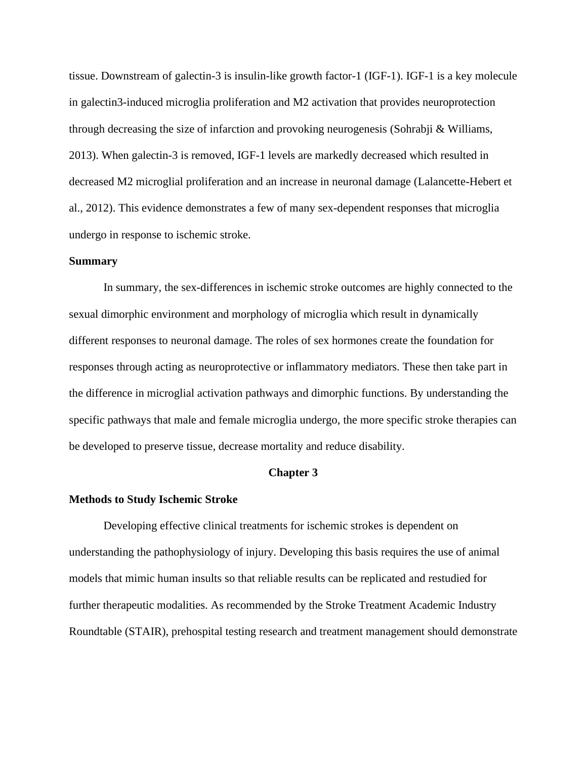tissue. Downstream of galectin-3 is insulin-like growth factor-1 (IGF-1). IGF-1 is a key molecule in galectin3-induced microglia proliferation and M2 activation that provides neuroprotection through decreasing the size of infarction and provoking neurogenesis (Sohrabji & Williams, 2013). When galectin-3 is removed, IGF-1 levels are markedly decreased which resulted in decreased M2 microglial proliferation and an increase in neuronal damage (Lalancette-Hebert et al., 2012). This evidence demonstrates a few of many sex-dependent responses that microglia undergo in response to ischemic stroke.

**Summary**

In summary, the sex-differences in ischemic stroke outcomes are highly connected to the sexual dimorphic environment and morphology of microglia which result in dynamically different responses to neuronal damage. The roles of sex hormones create the foundation for responses through acting as neuroprotective or inflammatory mediators. These then take part in the difference in microglial activation pathways and dimorphic functions. By understanding the specific pathways that male and female microglia undergo, the more specific stroke therapies can be developed to preserve tissue, decrease mortality and reduce disability.

# Chapter 3

## Methods to Study Ischemic Stroke

Developing effective clinical treatments for ischemic strokes is dependent on understanding the pathophysiology of injury. Developing this basis requires the use of animal models that mimic human insults so that reliable results can be replicated and restudied for further therapeutic modalities. As recommended by the Stroke Treatment Academic Industry Roundtable (STAIR), prehospital testing research and treatment management should demonstrate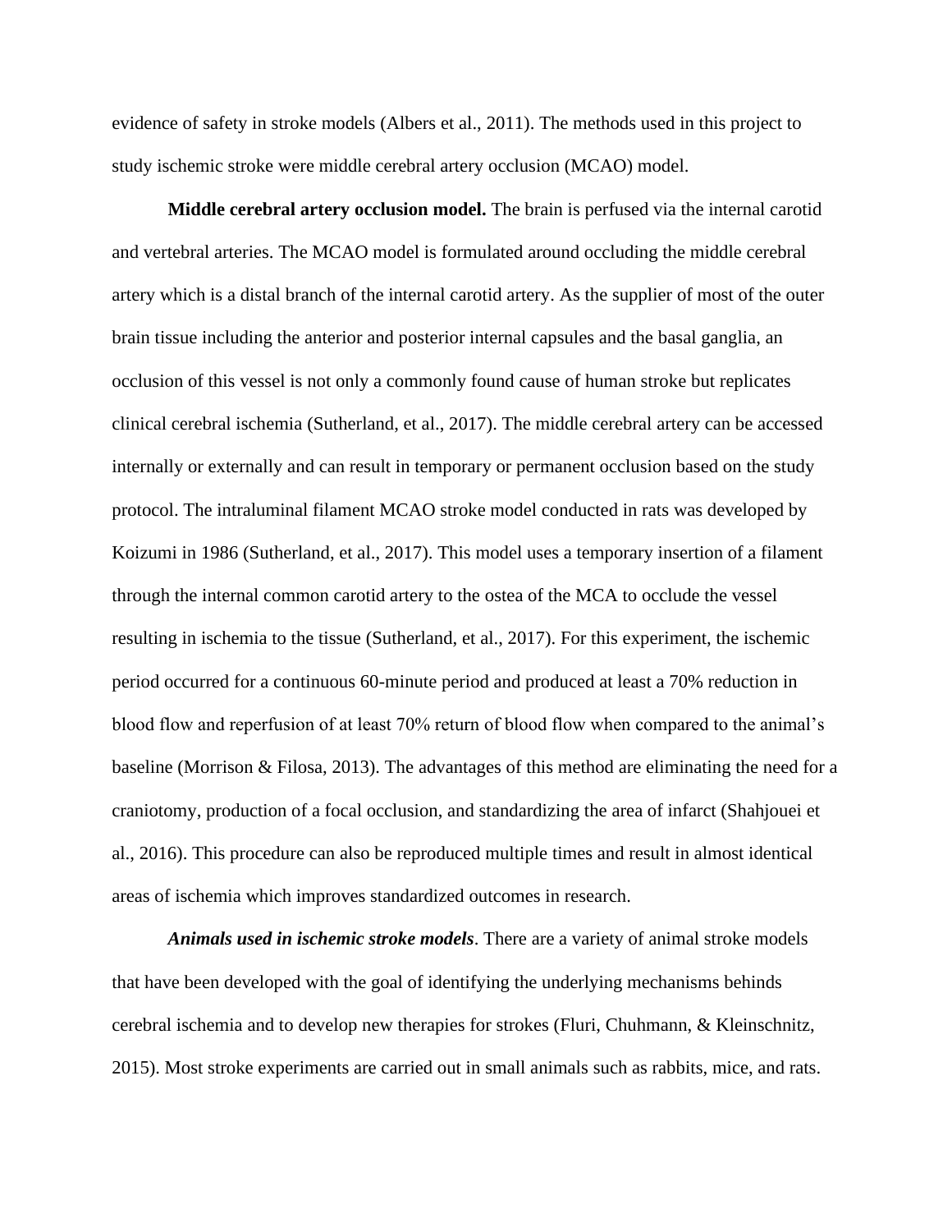evidence of safety in stroke models (Albers et al., 2011). The methods used in this project to study ischemic stroke were middle cerebral artery occlusion (MCAO) model.

**Middle cerebral artery occlusion model.** The brain is perfused via the internal carotid and vertebral arteries. The MCAO model is formulated around occluding the middle cerebral artery which is a distal branch of the internal carotid artery. As the supplier of most of the outer brain tissue including the anterior and posterior internal capsules and the basal ganglia, an occlusion of this vessel is not only a commonly found cause of human stroke but replicates clinical cerebral ischemia (Sutherland, et al., 2017). The middle cerebral artery can be accessed internally or externally and can result in temporary or permanent occlusion based on the study protocol. The intraluminal filament MCAO stroke model conducted in rats was developed by Koizumi in 1986 (Sutherland, et al., 2017). This model uses a temporary insertion of a filament through the internal common carotid artery to the ostea of the MCA to occlude the vessel resulting in ischemia to the tissue (Sutherland, et al., 2017). For this experiment, the ischemic period occurred for a continuous 60-minute period and produced at least a 70% reduction in blood flow and reperfusion of at least 70% return of blood flow when compared to the animal's baseline (Morrison & Filosa, 2013). The advantages of this method are eliminating the need for a craniotomy, production of a focal occlusion, and standardizing the area of infarct (Shahjouei et al., 2016). This procedure can also be reproduced multiple times and result in almost identical areas of ischemia which improves standardized outcomes in research.

***Animals used in ischemic stroke models***. There are a variety of animal stroke models that have been developed with the goal of identifying the underlying mechanisms behinds cerebral ischemia and to develop new therapies for strokes (Fluri, Chuhmann, & Kleinschnitz, 2015). Most stroke experiments are carried out in small animals such as rabbits, mice, and rats.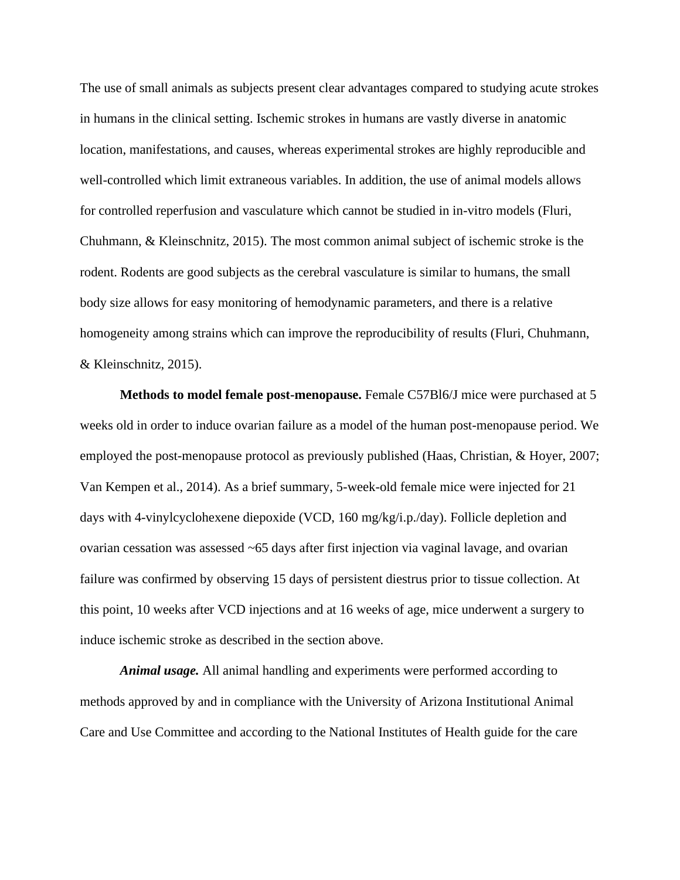The use of small animals as subjects present clear advantages compared to studying acute strokes in humans in the clinical setting. Ischemic strokes in humans are vastly diverse in anatomic location, manifestations, and causes, whereas experimental strokes are highly reproducible and well-controlled which limit extraneous variables. In addition, the use of animal models allows for controlled reperfusion and vasculature which cannot be studied in in-vitro models (Fluri, Chuhmann, & Kleinschnitz, 2015). The most common animal subject of ischemic stroke is the rodent. Rodents are good subjects as the cerebral vasculature is similar to humans, the small body size allows for easy monitoring of hemodynamic parameters, and there is a relative homogeneity among strains which can improve the reproducibility of results (Fluri, Chuhmann, & Kleinschnitz, 2015).

**Methods to model female post-menopause.** Female C57Bl6/J mice were purchased at 5 weeks old in order to induce ovarian failure as a model of the human post-menopause period. We employed the post-menopause protocol as previously published (Haas, Christian, & Hoyer, 2007; Van Kempen et al., 2014). As a brief summary, 5-week-old female mice were injected for 21 days with 4-vinylcyclohexene diepoxide (VCD, 160 mg/kg/i.p./day). Follicle depletion and ovarian cessation was assessed ~65 days after first injection via vaginal lavage, and ovarian failure was confirmed by observing 15 days of persistent diestrus prior to tissue collection. At this point, 10 weeks after VCD injections and at 16 weeks of age, mice underwent a surgery to induce ischemic stroke as described in the section above.

***Animal usage.*** All animal handling and experiments were performed according to methods approved by and in compliance with the University of Arizona Institutional Animal Care and Use Committee and according to the National Institutes of Health guide for the care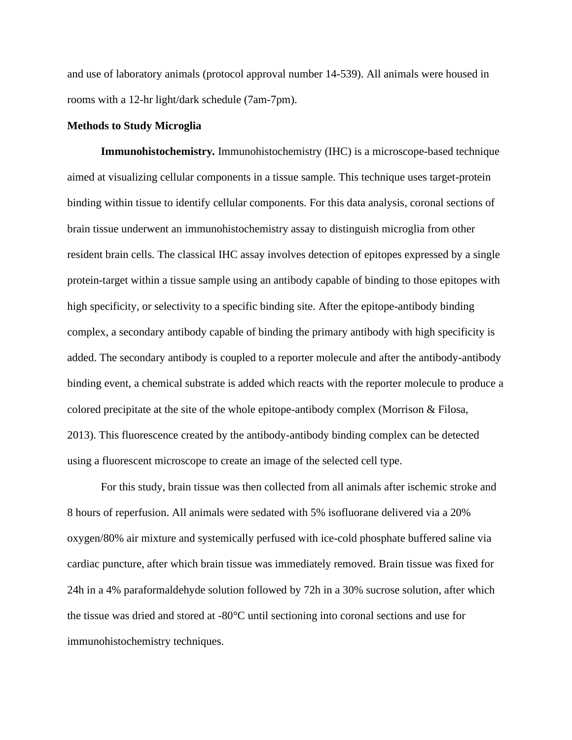and use of laboratory animals (protocol approval number 14-539). All animals were housed in rooms with a 12-hr light/dark schedule (7am-7pm).

## Methods to Study Microglia

**Immunohistochemistry.** Immunohistochemistry (IHC) is a microscope-based technique aimed at visualizing cellular components in a tissue sample. This technique uses target-protein binding within tissue to identify cellular components. For this data analysis, coronal sections of brain tissue underwent an immunohistochemistry assay to distinguish microglia from other resident brain cells. The classical IHC assay involves detection of epitopes expressed by a single protein-target within a tissue sample using an antibody capable of binding to those epitopes with high specificity, or selectivity to a specific binding site. After the epitope-antibody binding complex, a secondary antibody capable of binding the primary antibody with high specificity is added. The secondary antibody is coupled to a reporter molecule and after the antibody-antibody binding event, a chemical substrate is added which reacts with the reporter molecule to produce a colored precipitate at the site of the whole epitope-antibody complex (Morrison & Filosa, 2013). This fluorescence created by the antibody-antibody binding complex can be detected using a fluorescent microscope to create an image of the selected cell type.

For this study, brain tissue was then collected from all animals after ischemic stroke and 8 hours of reperfusion. All animals were sedated with 5% isofluorane delivered via a 20% oxygen/80% air mixture and systemically perfused with ice-cold phosphate buffered saline via cardiac puncture, after which brain tissue was immediately removed. Brain tissue was fixed for 24h in a 4% paraformaldehyde solution followed by 72h in a 30% sucrose solution, after which the tissue was dried and stored at -80°C until sectioning into coronal sections and use for immunohistochemistry techniques.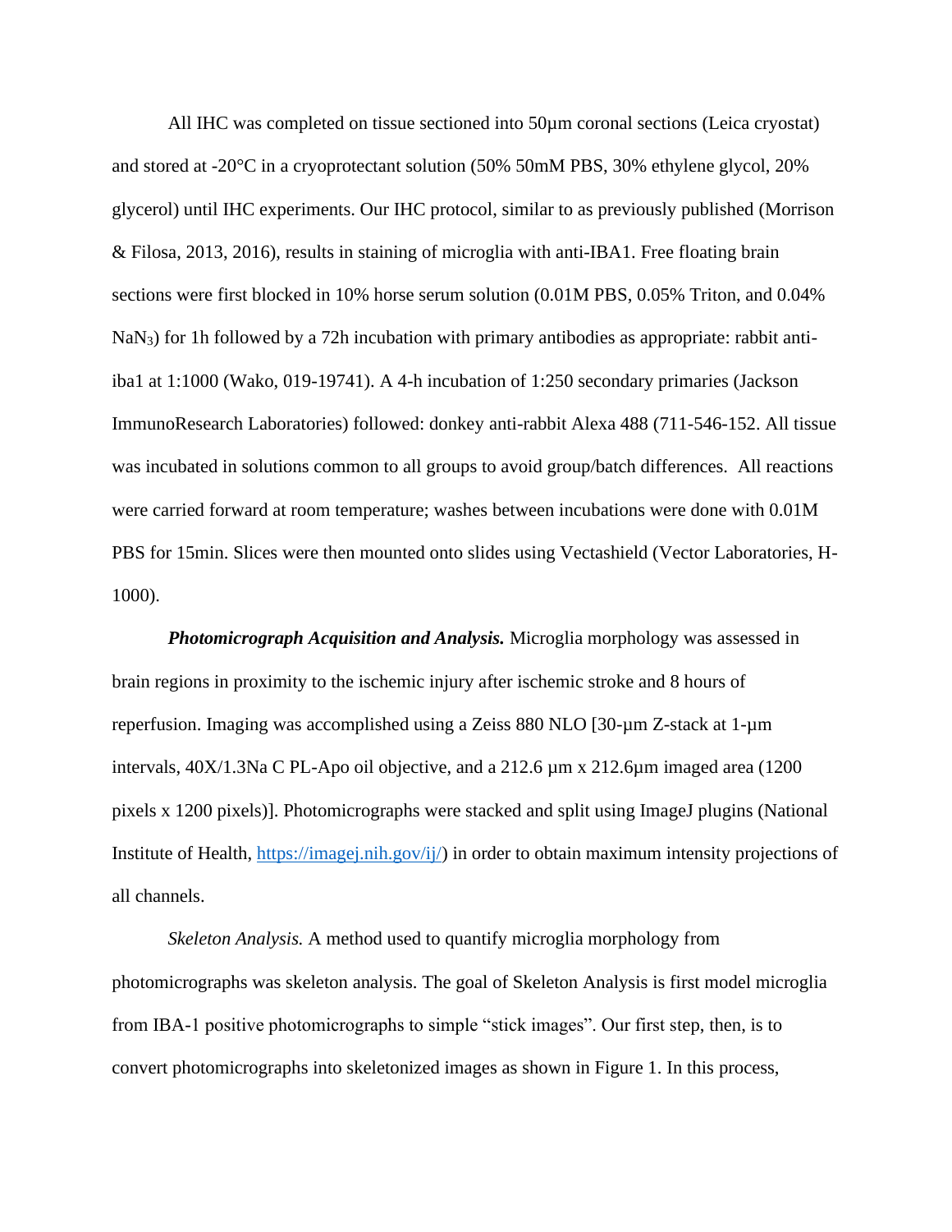All IHC was completed on tissue sectioned into 50µm coronal sections (Leica cryostat) and stored at -20°C in a cryoprotectant solution (50% 50mM PBS, 30% ethylene glycol, 20% glycerol) until IHC experiments. Our IHC protocol, similar to as previously published (Morrison & Filosa, 2013, 2016), results in staining of microglia with anti-IBA1. Free floating brain sections were first blocked in 10% horse serum solution (0.01M PBS, 0.05% Triton, and 0.04% $NaN_3$) for 1h followed by a 72h incubation with primary antibodies as appropriate: rabbit anti-iba1 at 1:1000 (Wako, 019-19741). A 4-h incubation of 1:250 secondary primaries (Jackson ImmunoResearch Laboratories) followed: donkey anti-rabbit Alexa 488 (711-546-152. All tissue was incubated in solutions common to all groups to avoid group/batch differences. All reactions were carried forward at room temperature; washes between incubations were done with 0.01M PBS for 15min. Slices were then mounted onto slides using Vectashield (Vector Laboratories, H-1000).

***Photomicrograph Acquisition and Analysis.*** Microglia morphology was assessed in brain regions in proximity to the ischemic injury after ischemic stroke and 8 hours of reperfusion. Imaging was accomplished using a Zeiss 880 NLO [30-µm Z-stack at 1-µm intervals, 40X/1.3Na C PL-Apo oil objective, and a 212.6 µm x 212.6µm imaged area (1200 pixels x 1200 pixels)]. Photomicrographs were stacked and split using ImageJ plugins (National Institute of Health, https://imagej.nih.gov/ij/) in order to obtain maximum intensity projections of all channels.

*Skeleton Analysis.* A method used to quantify microglia morphology from photomicrographs was skeleton analysis. The goal of Skeleton Analysis is first model microglia from IBA-1 positive photomicrographs to simple "stick images". Our first step, then, is to convert photomicrographs into skeletonized images as shown in Figure 1. In this process,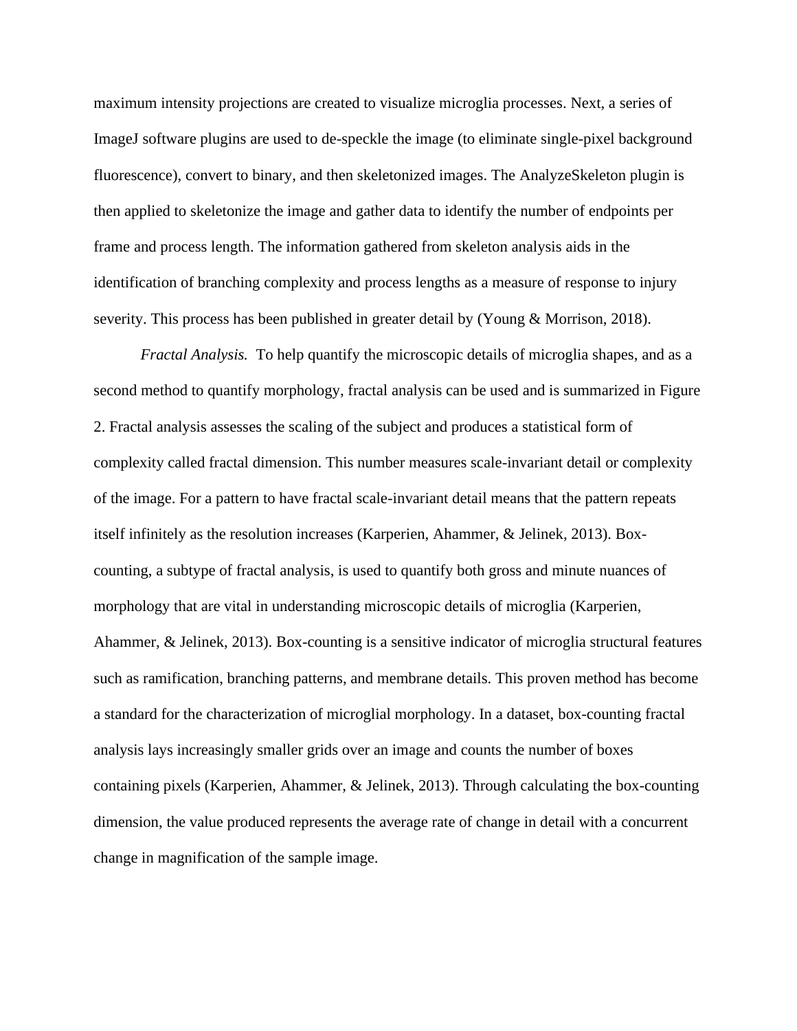maximum intensity projections are created to visualize microglia processes. Next, a series of ImageJ software plugins are used to de-speckle the image (to eliminate single-pixel background fluorescence), convert to binary, and then skeletonized images. The AnalyzeSkeleton plugin is then applied to skeletonize the image and gather data to identify the number of endpoints per frame and process length. The information gathered from skeleton analysis aids in the identification of branching complexity and process lengths as a measure of response to injury severity. This process has been published in greater detail by (Young & Morrison, 2018).

*Fractal Analysis.* To help quantify the microscopic details of microglia shapes, and as a second method to quantify morphology, fractal analysis can be used and is summarized in Figure 2. Fractal analysis assesses the scaling of the subject and produces a statistical form of complexity called fractal dimension. This number measures scale-invariant detail or complexity of the image. For a pattern to have fractal scale-invariant detail means that the pattern repeats itself infinitely as the resolution increases (Karperien, Ahammer, & Jelinek, 2013). Box-counting, a subtype of fractal analysis, is used to quantify both gross and minute nuances of morphology that are vital in understanding microscopic details of microglia (Karperien, Ahammer, & Jelinek, 2013). Box-counting is a sensitive indicator of microglia structural features such as ramification, branching patterns, and membrane details. This proven method has become a standard for the characterization of microglial morphology. In a dataset, box-counting fractal analysis lays increasingly smaller grids over an image and counts the number of boxes containing pixels (Karperien, Ahammer, & Jelinek, 2013). Through calculating the box-counting dimension, the value produced represents the average rate of change in detail with a concurrent change in magnification of the sample image.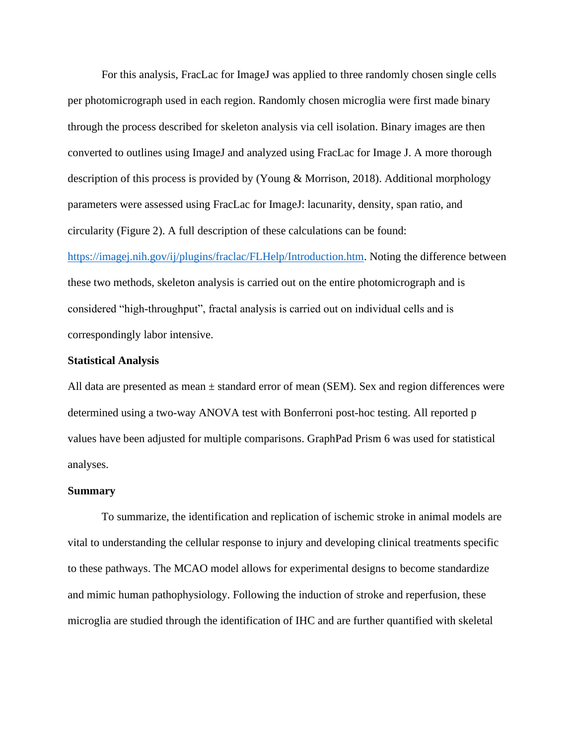For this analysis, FracLac for ImageJ was applied to three randomly chosen single cells per photomicrograph used in each region. Randomly chosen microglia were first made binary through the process described for skeleton analysis via cell isolation. Binary images are then converted to outlines using ImageJ and analyzed using FracLac for Image J. A more thorough description of this process is provided by (Young & Morrison, 2018). Additional morphology parameters were assessed using FracLac for ImageJ: lacunarity, density, span ratio, and circularity (Figure 2). A full description of these calculations can be found: https://imagej.nih.gov/ij/plugins/fraclac/FLHelp/Introduction.htm. Noting the difference between these two methods, skeleton analysis is carried out on the entire photomicrograph and is considered "high-throughput", fractal analysis is carried out on individual cells and is correspondingly labor intensive.

**Statistical Analysis**

All data are presented as mean ± standard error of mean (SEM). Sex and region differences were determined using a two-way ANOVA test with Bonferroni post-hoc testing. All reported p values have been adjusted for multiple comparisons. GraphPad Prism 6 was used for statistical analyses.

**Summary**

To summarize, the identification and replication of ischemic stroke in animal models are vital to understanding the cellular response to injury and developing clinical treatments specific to these pathways. The MCAO model allows for experimental designs to become standardize and mimic human pathophysiology. Following the induction of stroke and reperfusion, these microglia are studied through the identification of IHC and are further quantified with skeletal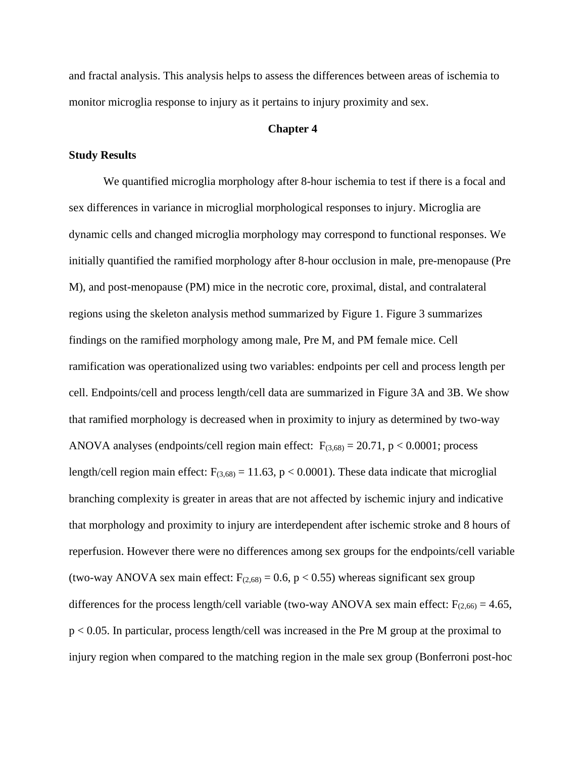and fractal analysis. This analysis helps to assess the differences between areas of ischemia to monitor microglia response to injury as it pertains to injury proximity and sex.

# Chapter 4

**Study Results**

We quantified microglia morphology after 8-hour ischemia to test if there is a focal and sex differences in variance in microglial morphological responses to injury. Microglia are dynamic cells and changed microglia morphology may correspond to functional responses. We initially quantified the ramified morphology after 8-hour occlusion in male, pre-menopause (Pre M), and post-menopause (PM) mice in the necrotic core, proximal, distal, and contralateral regions using the skeleton analysis method summarized by Figure 1. Figure 3 summarizes findings on the ramified morphology among male, Pre M, and PM female mice. Cell ramification was operationalized using two variables: endpoints per cell and process length per cell. Endpoints/cell and process length/cell data are summarized in Figure 3A and 3B. We show that ramified morphology is decreased when in proximity to injury as determined by two-way ANOVA analyses (endpoints/cell region main effect: $F_{(3,68)} = 20.71$, $p < 0.0001$; process length/cell region main effect: $F_{(3,68)} = 11.63$, $p < 0.0001$). These data indicate that microglial branching complexity is greater in areas that are not affected by ischemic injury and indicative that morphology and proximity to injury are interdependent after ischemic stroke and 8 hours of reperfusion. However there were no differences among sex groups for the endpoints/cell variable (two-way ANOVA sex main effect: $F_{(2,68)} = 0.6$, $p < 0.55$) whereas significant sex group differences for the process length/cell variable (two-way ANOVA sex main effect: $F_{(2,66)} = 4.65$, $p < 0.05$. In particular, process length/cell was increased in the Pre M group at the proximal to injury region when compared to the matching region in the male sex group (Bonferroni post-hoc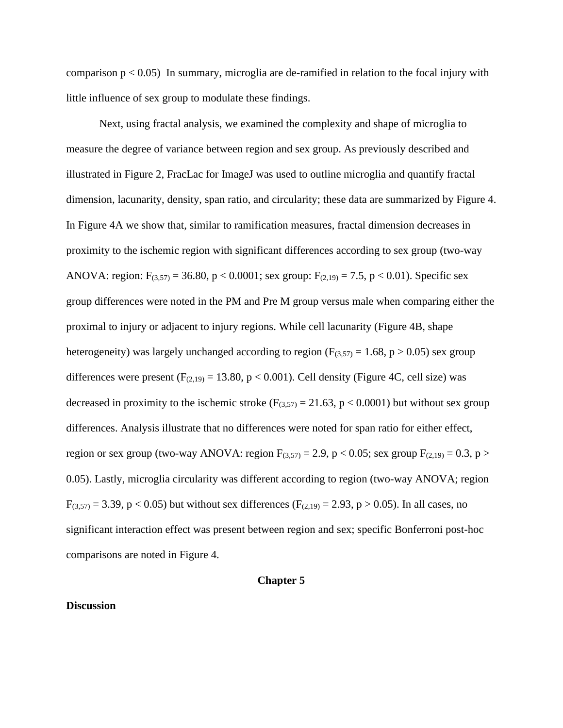comparison $p < 0.05$)  In summary, microglia are de-ramified in relation to the focal injury with little influence of sex group to modulate these findings.

Next, using fractal analysis, we examined the complexity and shape of microglia to measure the degree of variance between region and sex group. As previously described and illustrated in Figure 2, FracLac for ImageJ was used to outline microglia and quantify fractal dimension, lacunarity, density, span ratio, and circularity; these data are summarized by Figure 4. In Figure 4A we show that, similar to ramification measures, fractal dimension decreases in proximity to the ischemic region with significant differences according to sex group (two-way ANOVA: region: $F_{(3,57)} = 36.80$, $p < 0.0001$; sex group: $F_{(2,19)} = 7.5$, $p < 0.01$). Specific sex group differences were noted in the PM and Pre M group versus male when comparing either the proximal to injury or adjacent to injury regions. While cell lacunarity (Figure 4B, shape heterogeneity) was largely unchanged according to region ($F_{(3,57)} = 1.68$, $p > 0.05$) sex group differences were present ($F_{(2,19)} = 13.80$, $p < 0.001$). Cell density (Figure 4C, cell size) was decreased in proximity to the ischemic stroke ($F_{(3,57)} = 21.63$, $p < 0.0001$) but without sex group differences. Analysis illustrate that no differences were noted for span ratio for either effect, region or sex group (two-way ANOVA: region $F_{(3,57)} = 2.9$, $p < 0.05$; sex group $F_{(2,19)} = 0.3$, $p > 0.05$). Lastly, microglia circularity was different according to region (two-way ANOVA; region $F_{(3,57)} = 3.39$, $p < 0.05$) but without sex differences ($F_{(2,19)} = 2.93$, $p > 0.05$). In all cases, no significant interaction effect was present between region and sex; specific Bonferroni post-hoc comparisons are noted in Figure 4.

# Chapter 5

## Discussion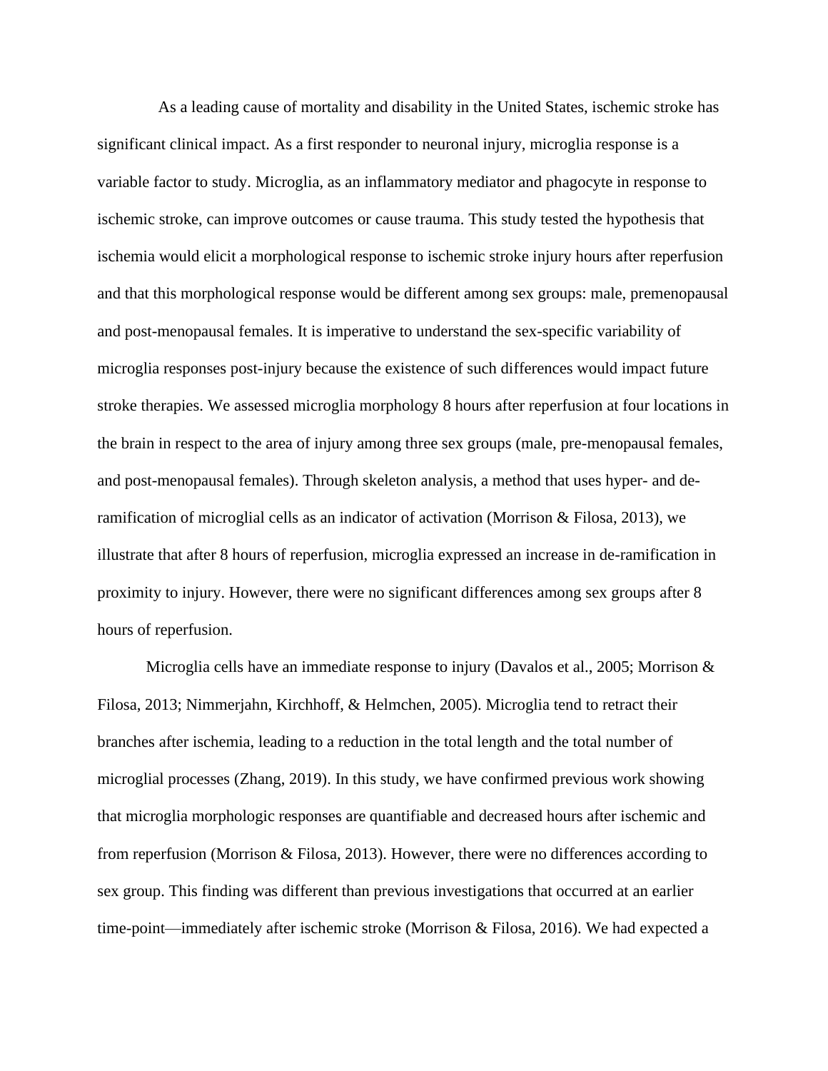As a leading cause of mortality and disability in the United States, ischemic stroke has significant clinical impact. As a first responder to neuronal injury, microglia response is a variable factor to study. Microglia, as an inflammatory mediator and phagocyte in response to ischemic stroke, can improve outcomes or cause trauma. This study tested the hypothesis that ischemia would elicit a morphological response to ischemic stroke injury hours after reperfusion and that this morphological response would be different among sex groups: male, premenopausal and post-menopausal females. It is imperative to understand the sex-specific variability of microglia responses post-injury because the existence of such differences would impact future stroke therapies. We assessed microglia morphology 8 hours after reperfusion at four locations in the brain in respect to the area of injury among three sex groups (male, pre-menopausal females, and post-menopausal females). Through skeleton analysis, a method that uses hyper- and de-ramification of microglial cells as an indicator of activation (Morrison & Filosa, 2013), we illustrate that after 8 hours of reperfusion, microglia expressed an increase in de-ramification in proximity to injury. However, there were no significant differences among sex groups after 8 hours of reperfusion.

Microglia cells have an immediate response to injury (Davalos et al., 2005; Morrison & Filosa, 2013; Nimmerjahn, Kirchhoff, & Helmchen, 2005). Microglia tend to retract their branches after ischemia, leading to a reduction in the total length and the total number of microglial processes (Zhang, 2019). In this study, we have confirmed previous work showing that microglia morphologic responses are quantifiable and decreased hours after ischemic and from reperfusion (Morrison & Filosa, 2013). However, there were no differences according to sex group. This finding was different than previous investigations that occurred at an earlier time-point—immediately after ischemic stroke (Morrison & Filosa, 2016). We had expected a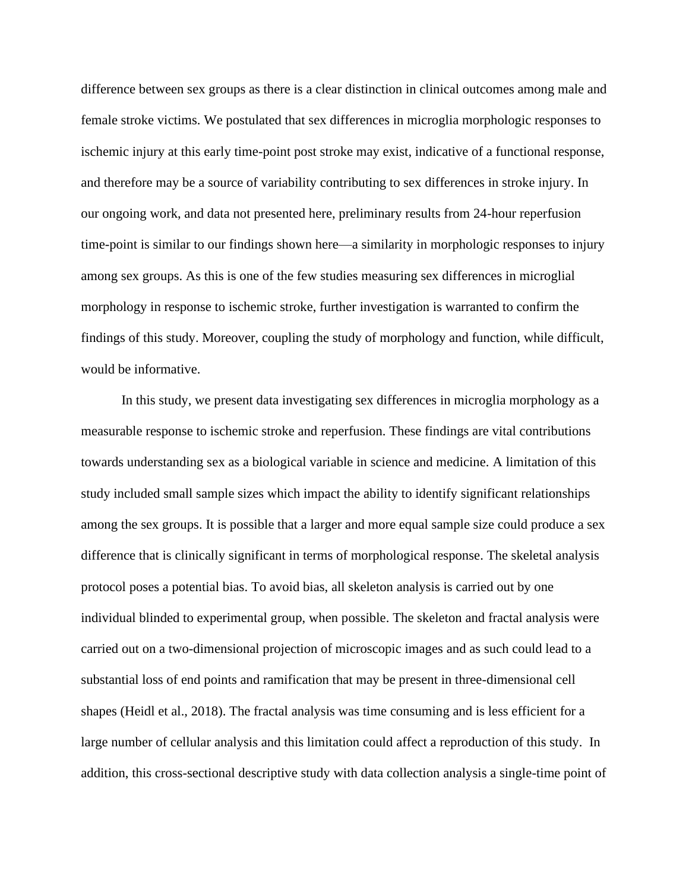difference between sex groups as there is a clear distinction in clinical outcomes among male and female stroke victims. We postulated that sex differences in microglia morphologic responses to ischemic injury at this early time-point post stroke may exist, indicative of a functional response, and therefore may be a source of variability contributing to sex differences in stroke injury. In our ongoing work, and data not presented here, preliminary results from 24-hour reperfusion time-point is similar to our findings shown here—a similarity in morphologic responses to injury among sex groups. As this is one of the few studies measuring sex differences in microglial morphology in response to ischemic stroke, further investigation is warranted to confirm the findings of this study. Moreover, coupling the study of morphology and function, while difficult, would be informative.

In this study, we present data investigating sex differences in microglia morphology as a measurable response to ischemic stroke and reperfusion. These findings are vital contributions towards understanding sex as a biological variable in science and medicine. A limitation of this study included small sample sizes which impact the ability to identify significant relationships among the sex groups. It is possible that a larger and more equal sample size could produce a sex difference that is clinically significant in terms of morphological response. The skeletal analysis protocol poses a potential bias. To avoid bias, all skeleton analysis is carried out by one individual blinded to experimental group, when possible. The skeleton and fractal analysis were carried out on a two-dimensional projection of microscopic images and as such could lead to a substantial loss of end points and ramification that may be present in three-dimensional cell shapes (Heidl et al., 2018). The fractal analysis was time consuming and is less efficient for a large number of cellular analysis and this limitation could affect a reproduction of this study. In addition, this cross-sectional descriptive study with data collection analysis a single-time point of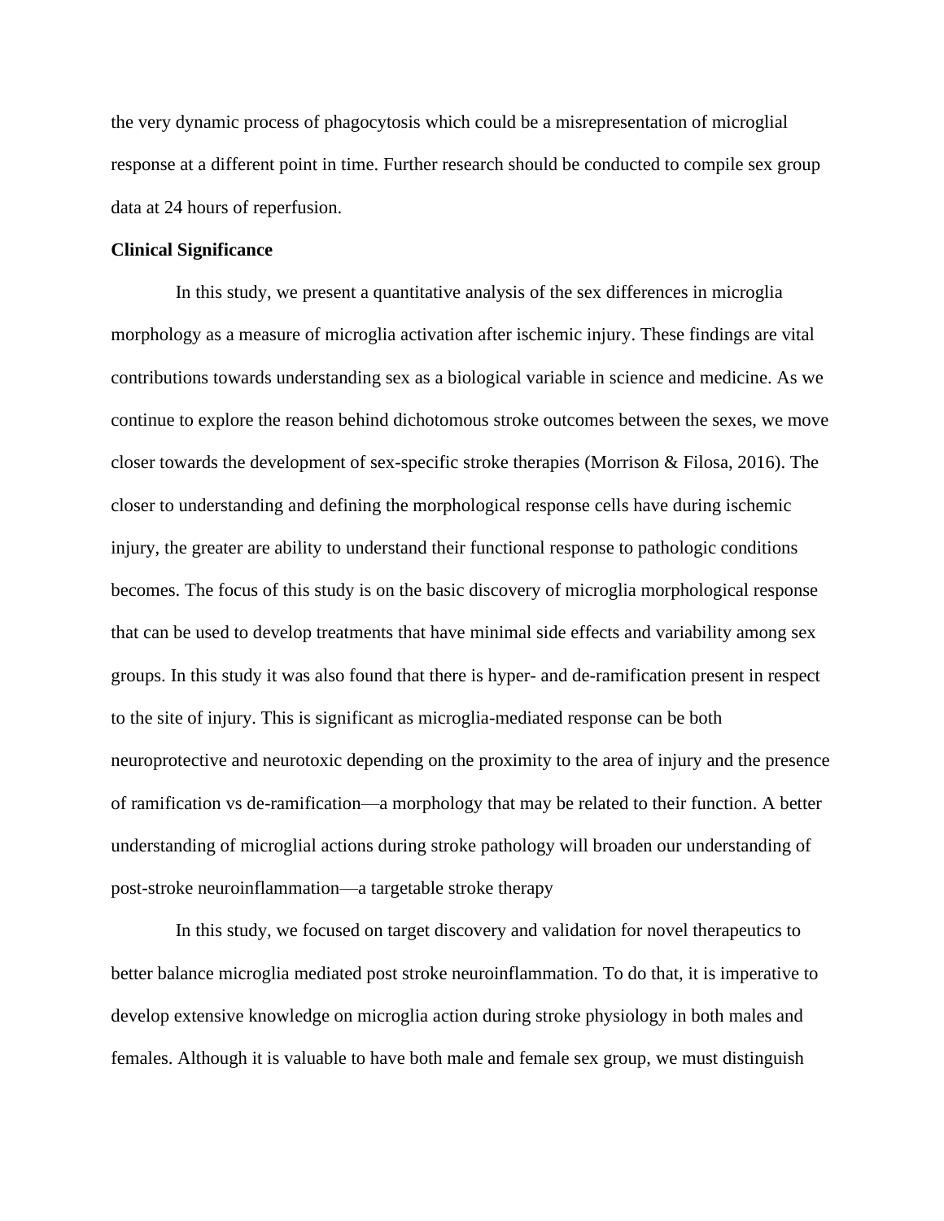the very dynamic process of phagocytosis which could be a misrepresentation of microglial response at a different point in time. Further research should be conducted to compile sex group data at 24 hours of reperfusion.

**Clinical Significance**

In this study, we present a quantitative analysis of the sex differences in microglia morphology as a measure of microglia activation after ischemic injury. These findings are vital contributions towards understanding sex as a biological variable in science and medicine. As we continue to explore the reason behind dichotomous stroke outcomes between the sexes, we move closer towards the development of sex-specific stroke therapies (Morrison & Filosa, 2016). The closer to understanding and defining the morphological response cells have during ischemic injury, the greater are ability to understand their functional response to pathologic conditions becomes. The focus of this study is on the basic discovery of microglia morphological response that can be used to develop treatments that have minimal side effects and variability among sex groups. In this study it was also found that there is hyper- and de-ramification present in respect to the site of injury. This is significant as microglia-mediated response can be both neuroprotective and neurotoxic depending on the proximity to the area of injury and the presence of ramification vs de-ramification—a morphology that may be related to their function. A better understanding of microglial actions during stroke pathology will broaden our understanding of post-stroke neuroinflammation—a targetable stroke therapy

In this study, we focused on target discovery and validation for novel therapeutics to better balance microglia mediated post stroke neuroinflammation. To do that, it is imperative to develop extensive knowledge on microglia action during stroke physiology in both males and females. Although it is valuable to have both male and female sex group, we must distinguish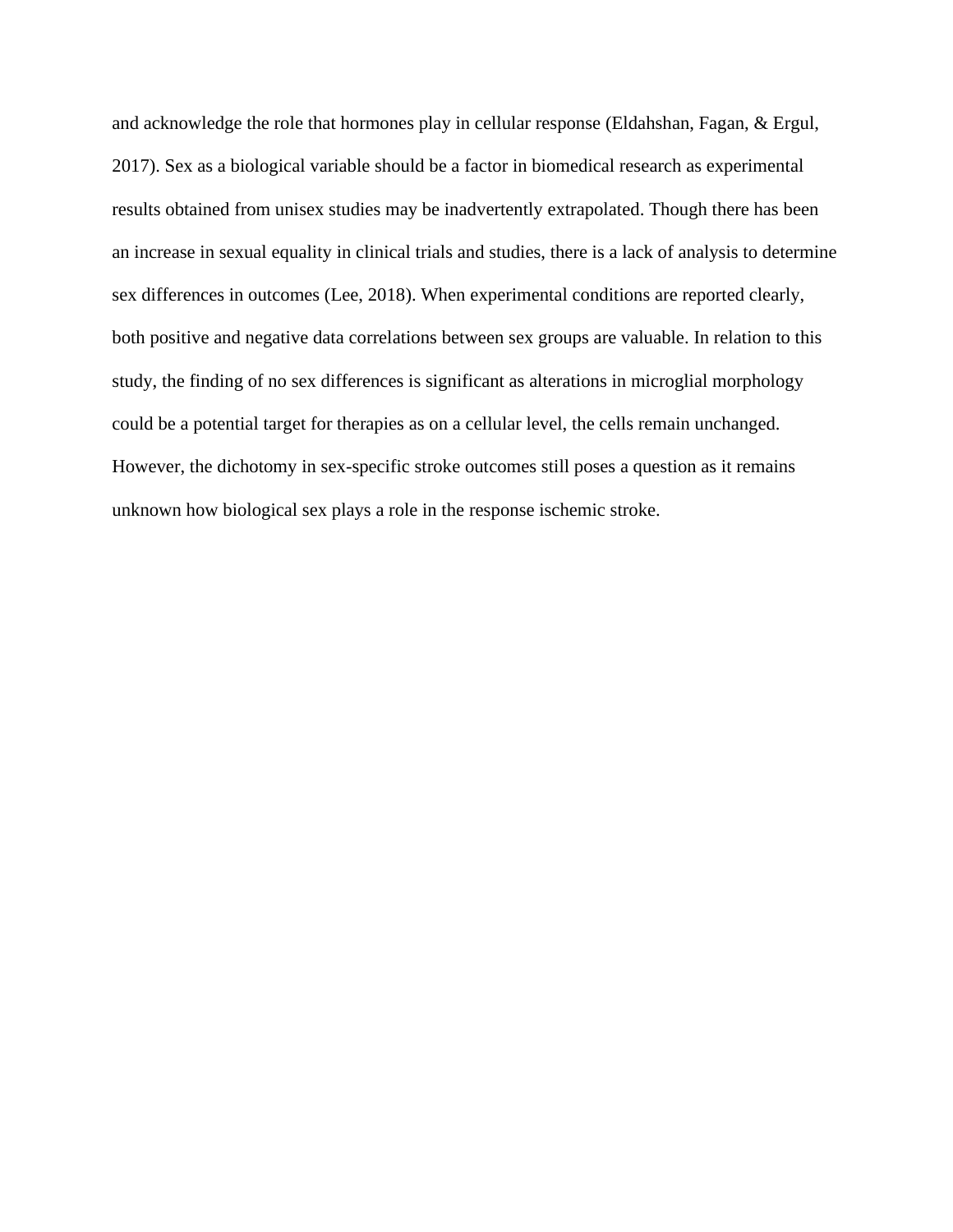and acknowledge the role that hormones play in cellular response (Eldahshan, Fagan, & Ergul, 2017). Sex as a biological variable should be a factor in biomedical research as experimental results obtained from unisex studies may be inadvertently extrapolated. Though there has been an increase in sexual equality in clinical trials and studies, there is a lack of analysis to determine sex differences in outcomes (Lee, 2018). When experimental conditions are reported clearly, both positive and negative data correlations between sex groups are valuable. In relation to this study, the finding of no sex differences is significant as alterations in microglial morphology could be a potential target for therapies as on a cellular level, the cells remain unchanged. However, the dichotomy in sex-specific stroke outcomes still poses a question as it remains unknown how biological sex plays a role in the response ischemic stroke.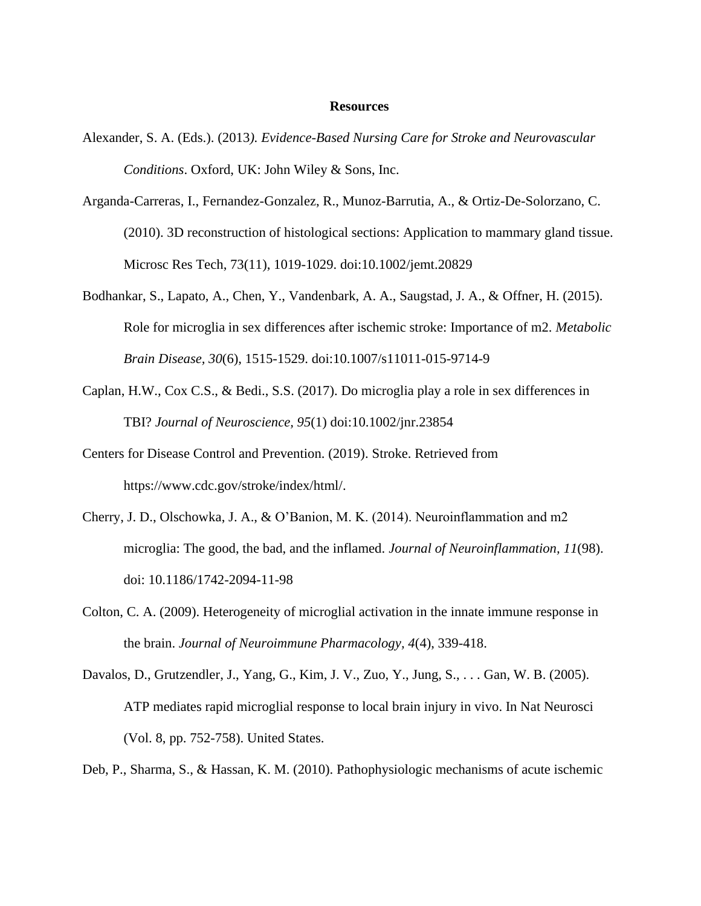**Resources**

Alexander, S. A. (Eds.). (2013*). Evidence-Based Nursing Care for Stroke and Neurovascular Conditions*. Oxford, UK: John Wiley & Sons, Inc.

Arganda-Carreras, I., Fernandez-Gonzalez, R., Munoz-Barrutia, A., & Ortiz-De-Solorzano, C. (2010). 3D reconstruction of histological sections: Application to mammary gland tissue. Microsc Res Tech, 73(11), 1019-1029. doi:10.1002/jemt.20829

Bodhankar, S., Lapato, A., Chen, Y., Vandenbark, A. A., Saugstad, J. A., & Offner, H. (2015). Role for microglia in sex differences after ischemic stroke: Importance of m2. *Metabolic Brain Disease, 30*(6), 1515-1529. doi:10.1007/s11011-015-9714-9

Caplan, H.W., Cox C.S., & Bedi., S.S. (2017). Do microglia play a role in sex differences in TBI? *Journal of Neuroscience, 95*(1) doi:10.1002/jnr.23854

Centers for Disease Control and Prevention. (2019). Stroke. Retrieved from https://www.cdc.gov/stroke/index/html/.

Cherry, J. D., Olschowka, J. A., & O'Banion, M. K. (2014). Neuroinflammation and m2 microglia: The good, the bad, and the inflamed. *Journal of Neuroinflammation, 11*(98). doi: 10.1186/1742-2094-11-98

Colton, C. A. (2009). Heterogeneity of microglial activation in the innate immune response in the brain. *Journal of Neuroimmune Pharmacology, 4*(4), 339-418.

Davalos, D., Grutzendler, J., Yang, G., Kim, J. V., Zuo, Y., Jung, S., . . . Gan, W. B. (2005). ATP mediates rapid microglial response to local brain injury in vivo. In Nat Neurosci (Vol. 8, pp. 752-758). United States.

Deb, P., Sharma, S., & Hassan, K. M. (2010). Pathophysiologic mechanisms of acute ischemic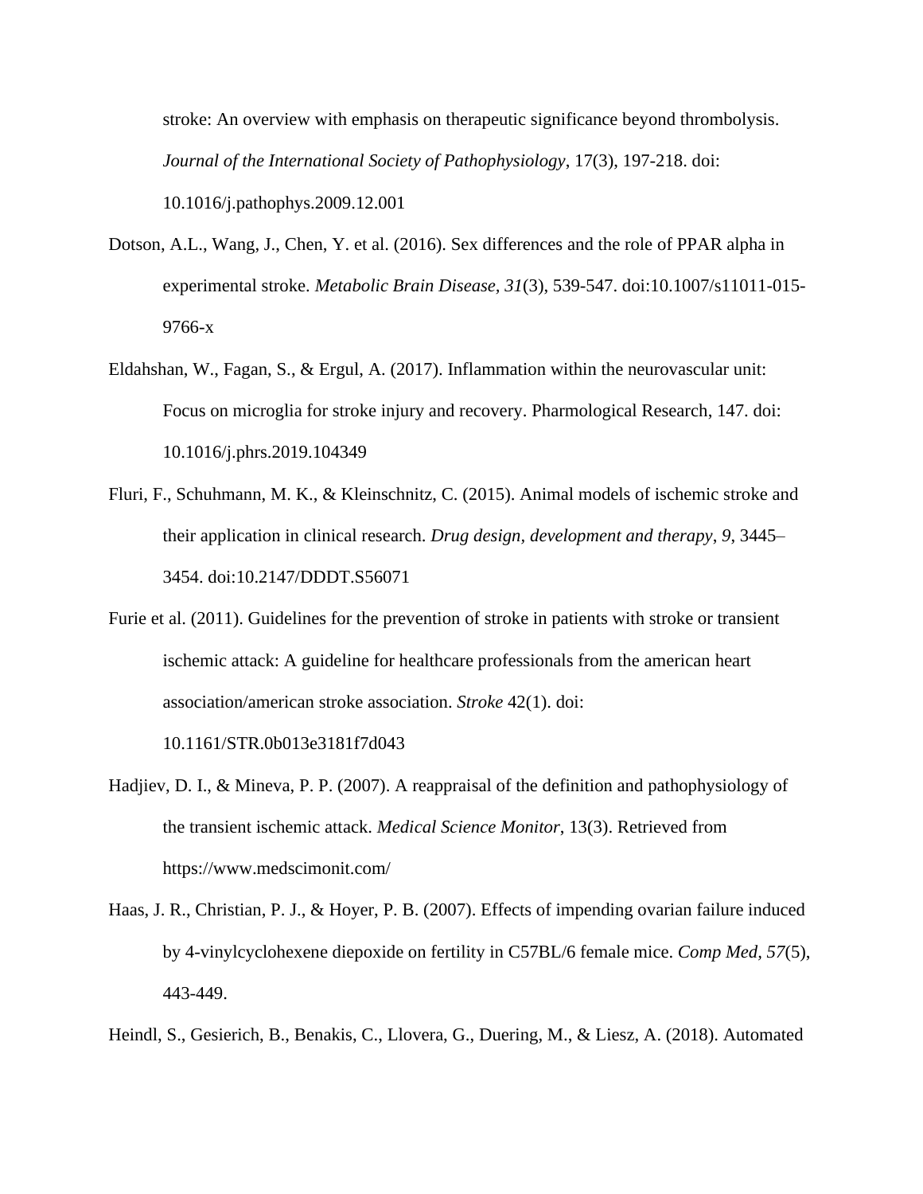stroke: An overview with emphasis on therapeutic significance beyond thrombolysis. *Journal of the International Society of Pathophysiology*, 17(3), 197-218. doi: 10.1016/j.pathophys.2009.12.001

Dotson, A.L., Wang, J., Chen, Y. et al. (2016). Sex differences and the role of PPAR alpha in experimental stroke. *Metabolic Brain Disease, 31*(3), 539-547. doi:10.1007/s11011-015-9766-x

Eldahshan, W., Fagan, S., & Ergul, A. (2017). Inflammation within the neurovascular unit: Focus on microglia for stroke injury and recovery. Pharmological Research, 147. doi: 10.1016/j.phrs.2019.104349

Fluri, F., Schuhmann, M. K., & Kleinschnitz, C. (2015). Animal models of ischemic stroke and their application in clinical research. *Drug design, development and therapy*, *9*, 3445–3454. doi:10.2147/DDDT.S56071

Furie et al. (2011). Guidelines for the prevention of stroke in patients with stroke or transient ischemic attack: A guideline for healthcare professionals from the american heart association/american stroke association. *Stroke* 42(1). doi: 10.1161/STR.0b013e3181f7d043

Hadjiev, D. I., & Mineva, P. P. (2007). A reappraisal of the definition and pathophysiology of the transient ischemic attack. *Medical Science Monitor*, 13(3). Retrieved from https://www.medscimonit.com/

Haas, J. R., Christian, P. J., & Hoyer, P. B. (2007). Effects of impending ovarian failure induced by 4-vinylcyclohexene diepoxide on fertility in C57BL/6 female mice. *Comp Med, 57*(5), 443-449.

Heindl, S., Gesierich, B., Benakis, C., Llovera, G., Duering, M., & Liesz, A. (2018). Automated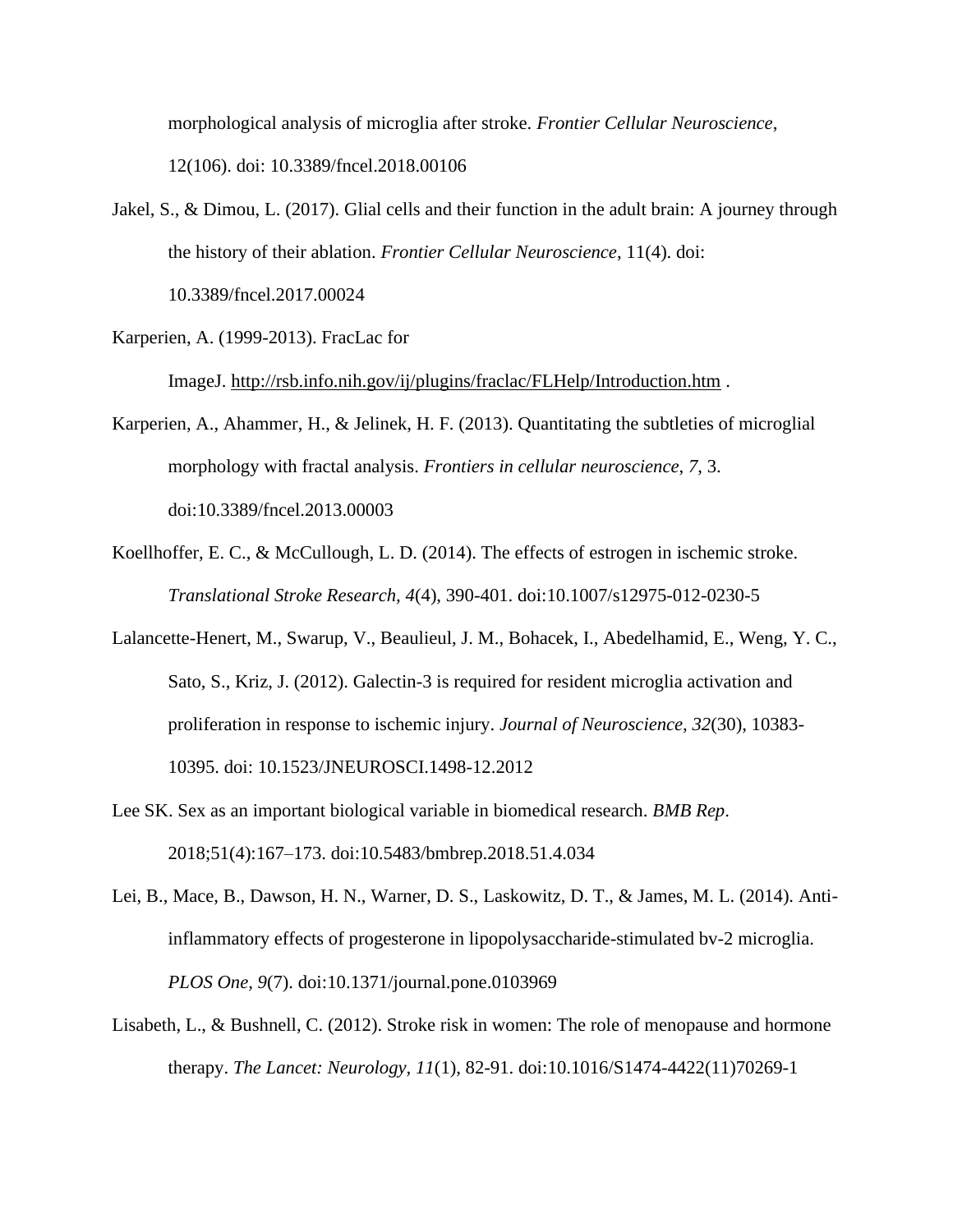morphological analysis of microglia after stroke. *Frontier Cellular Neuroscience*, 12(106). doi: 10.3389/fncel.2018.00106

Jakel, S., & Dimou, L. (2017). Glial cells and their function in the adult brain: A journey through the history of their ablation. *Frontier Cellular Neuroscience*, 11(4). doi: 10.3389/fncel.2017.00024

Karperien, A. (1999-2013). FracLac for ImageJ. http://rsb.info.nih.gov/ij/plugins/fraclac/FLHelp/Introduction.htm .

Karperien, A., Ahammer, H., & Jelinek, H. F. (2013). Quantitating the subtleties of microglial morphology with fractal analysis. *Frontiers in cellular neuroscience*, *7*, 3. doi:10.3389/fncel.2013.00003

Koellhoffer, E. C., & McCullough, L. D. (2014). The effects of estrogen in ischemic stroke. *Translational Stroke Research, 4*(4), 390-401. doi:10.1007/s12975-012-0230-5

Lalancette-Henert, M., Swarup, V., Beaulieul, J. M., Bohacek, I., Abedelhamid, E., Weng, Y. C., Sato, S., Kriz, J. (2012). Galectin-3 is required for resident microglia activation and proliferation in response to ischemic injury. *Journal of Neuroscience, 32*(30), 10383-10395. doi: 10.1523/JNEUROSCI.1498-12.2012

Lee SK. Sex as an important biological variable in biomedical research. *BMB Rep*. 2018;51(4):167–173. doi:10.5483/bmbrep.2018.51.4.034

Lei, B., Mace, B., Dawson, H. N., Warner, D. S., Laskowitz, D. T., & James, M. L. (2014). Anti-inflammatory effects of progesterone in lipopolysaccharide-stimulated bv-2 microglia. *PLOS One, 9*(7). doi:10.1371/journal.pone.0103969

Lisabeth, L., & Bushnell, C. (2012). Stroke risk in women: The role of menopause and hormone therapy. *The Lancet: Neurology, 11*(1), 82-91. doi:10.1016/S1474-4422(11)70269-1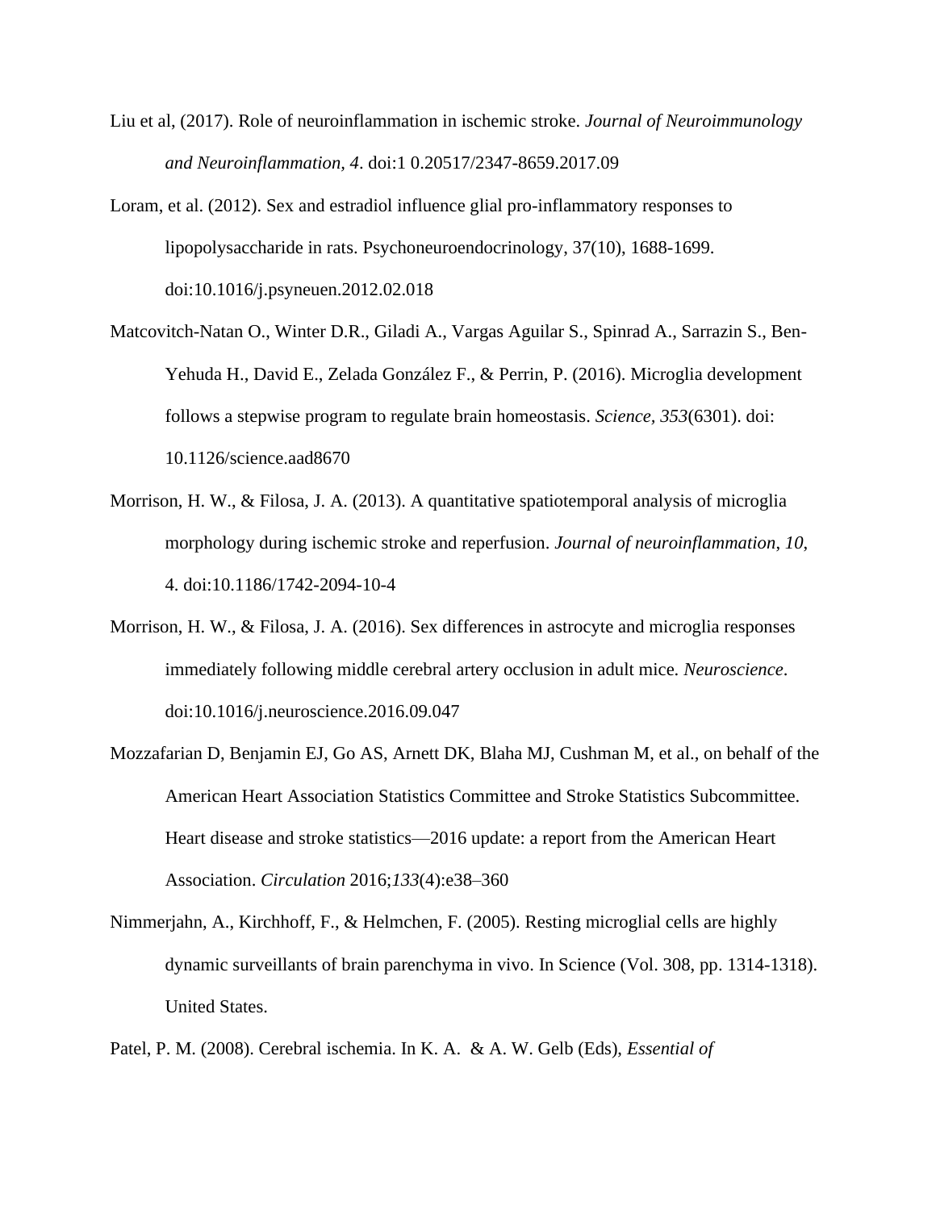Liu et al, (2017). Role of neuroinflammation in ischemic stroke. *Journal of Neuroimmunology and Neuroinflammation*, *4*. doi:1 0.20517/2347-8659.2017.09

Loram, et al. (2012). Sex and estradiol influence glial pro-inflammatory responses to lipopolysaccharide in rats. Psychoneuroendocrinology, 37(10), 1688-1699. doi:10.1016/j.psyneuen.2012.02.018

Matcovitch-Natan O., Winter D.R., Giladi A., Vargas Aguilar S., Spinrad A., Sarrazin S., Ben-Yehuda H., David E., Zelada González F., & Perrin, P. (2016). Microglia development follows a stepwise program to regulate brain homeostasis. *Science, 353*(6301). doi: 10.1126/science.aad8670

Morrison, H. W., & Filosa, J. A. (2013). A quantitative spatiotemporal analysis of microglia morphology during ischemic stroke and reperfusion. *Journal of neuroinflammation*, *10*, 4. doi:10.1186/1742-2094-10-4

Morrison, H. W., & Filosa, J. A. (2016). Sex differences in astrocyte and microglia responses immediately following middle cerebral artery occlusion in adult mice. *Neuroscience*. doi:10.1016/j.neuroscience.2016.09.047

Mozzafarian D, Benjamin EJ, Go AS, Arnett DK, Blaha MJ, Cushman M, et al., on behalf of the American Heart Association Statistics Committee and Stroke Statistics Subcommittee. Heart disease and stroke statistics—2016 update: a report from the American Heart Association. *Circulation* 2016;*133*(4):e38–360

Nimmerjahn, A., Kirchhoff, F., & Helmchen, F. (2005). Resting microglial cells are highly dynamic surveillants of brain parenchyma in vivo. In Science (Vol. 308, pp. 1314-1318). United States.

Patel, P. M. (2008). Cerebral ischemia. In K. A.  & A. W. Gelb (Eds), *Essential of*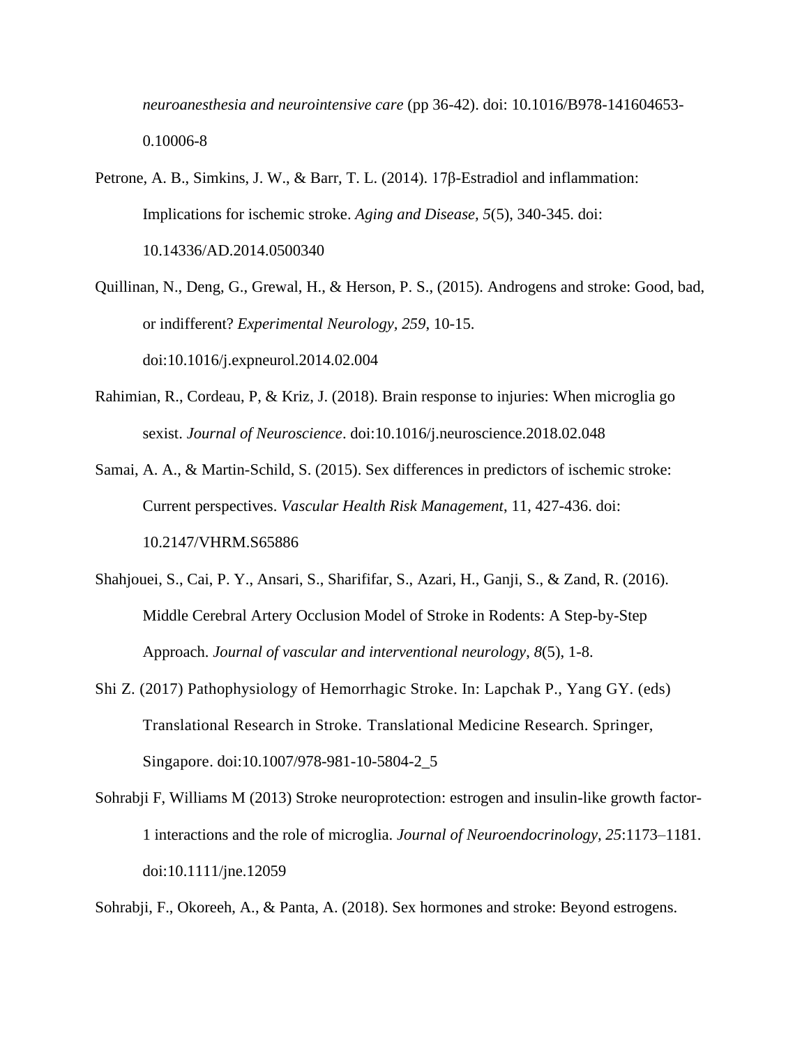*neuroanesthesia and neurointensive care* (pp 36-42). doi: 10.1016/B978-141604653-0.10006-8

Petrone, A. B., Simkins, J. W., & Barr, T. L. (2014). 17β-Estradiol and inflammation: Implications for ischemic stroke. *Aging and Disease, 5*(5), 340-345. doi: 10.14336/AD.2014.0500340

Quillinan, N., Deng, G., Grewal, H., & Herson, P. S., (2015). Androgens and stroke: Good, bad, or indifferent? *Experimental Neurology, 259*, 10-15. doi:10.1016/j.expneurol.2014.02.004

Rahimian, R., Cordeau, P, & Kriz, J. (2018). Brain response to injuries: When microglia go sexist. *Journal of Neuroscience*. doi:10.1016/j.neuroscience.2018.02.048

Samai, A. A., & Martin-Schild, S. (2015). Sex differences in predictors of ischemic stroke: Current perspectives. *Vascular Health Risk Management*, 11, 427-436. doi: 10.2147/VHRM.S65886

Shahjouei, S., Cai, P. Y., Ansari, S., Sharififar, S., Azari, H., Ganji, S., & Zand, R. (2016). Middle Cerebral Artery Occlusion Model of Stroke in Rodents: A Step-by-Step Approach. *Journal of vascular and interventional neurology*, *8*(5), 1-8.

Shi Z. (2017) Pathophysiology of Hemorrhagic Stroke. In: Lapchak P., Yang GY. (eds) Translational Research in Stroke. Translational Medicine Research. Springer, Singapore. doi:10.1007/978-981-10-5804-2_5

Sohrabji F, Williams M (2013) Stroke neuroprotection: estrogen and insulin-like growth factor-1 interactions and the role of microglia. *Journal of Neuroendocrinology, 25*:1173–1181. doi:10.1111/jne.12059

Sohrabji, F., Okoreeh, A., & Panta, A. (2018). Sex hormones and stroke: Beyond estrogens.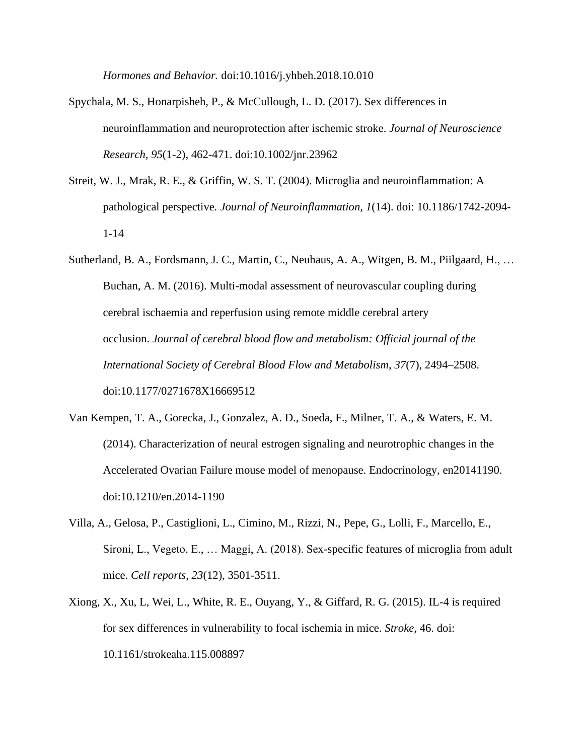*Hormones and Behavior.* doi:10.1016/j.yhbeh.2018.10.010

Spychala, M. S., Honarpisheh, P., & McCullough, L. D. (2017). Sex differences in neuroinflammation and neuroprotection after ischemic stroke. *Journal of Neuroscience Research, 95*(1-2), 462-471. doi:10.1002/jnr.23962

Streit, W. J., Mrak, R. E., & Griffin, W. S. T. (2004). Microglia and neuroinflammation: A pathological perspective. *Journal of Neuroinflammation*, *1*(14). doi: 10.1186/1742-2094-1-14

Sutherland, B. A., Fordsmann, J. C., Martin, C., Neuhaus, A. A., Witgen, B. M., Piilgaard, H., … Buchan, A. M. (2016). Multi-modal assessment of neurovascular coupling during cerebral ischaemia and reperfusion using remote middle cerebral artery occlusion. *Journal of cerebral blood flow and metabolism: Official journal of the International Society of Cerebral Blood Flow and Metabolism*, *37*(7), 2494–2508. doi:10.1177/0271678X16669512

Van Kempen, T. A., Gorecka, J., Gonzalez, A. D., Soeda, F., Milner, T. A., & Waters, E. M. (2014). Characterization of neural estrogen signaling and neurotrophic changes in the Accelerated Ovarian Failure mouse model of menopause. Endocrinology, en20141190. doi:10.1210/en.2014-1190

Villa, A., Gelosa, P., Castiglioni, L., Cimino, M., Rizzi, N., Pepe, G., Lolli, F., Marcello, E., Sironi, L., Vegeto, E., … Maggi, A. (2018). Sex-specific features of microglia from adult mice. *Cell reports*, *23*(12), 3501-3511.

Xiong, X., Xu, L, Wei, L., White, R. E., Ouyang, Y., & Giffard, R. G. (2015). IL-4 is required for sex differences in vulnerability to focal ischemia in mice. *Stroke*, 46. doi: 10.1161/strokeaha.115.008897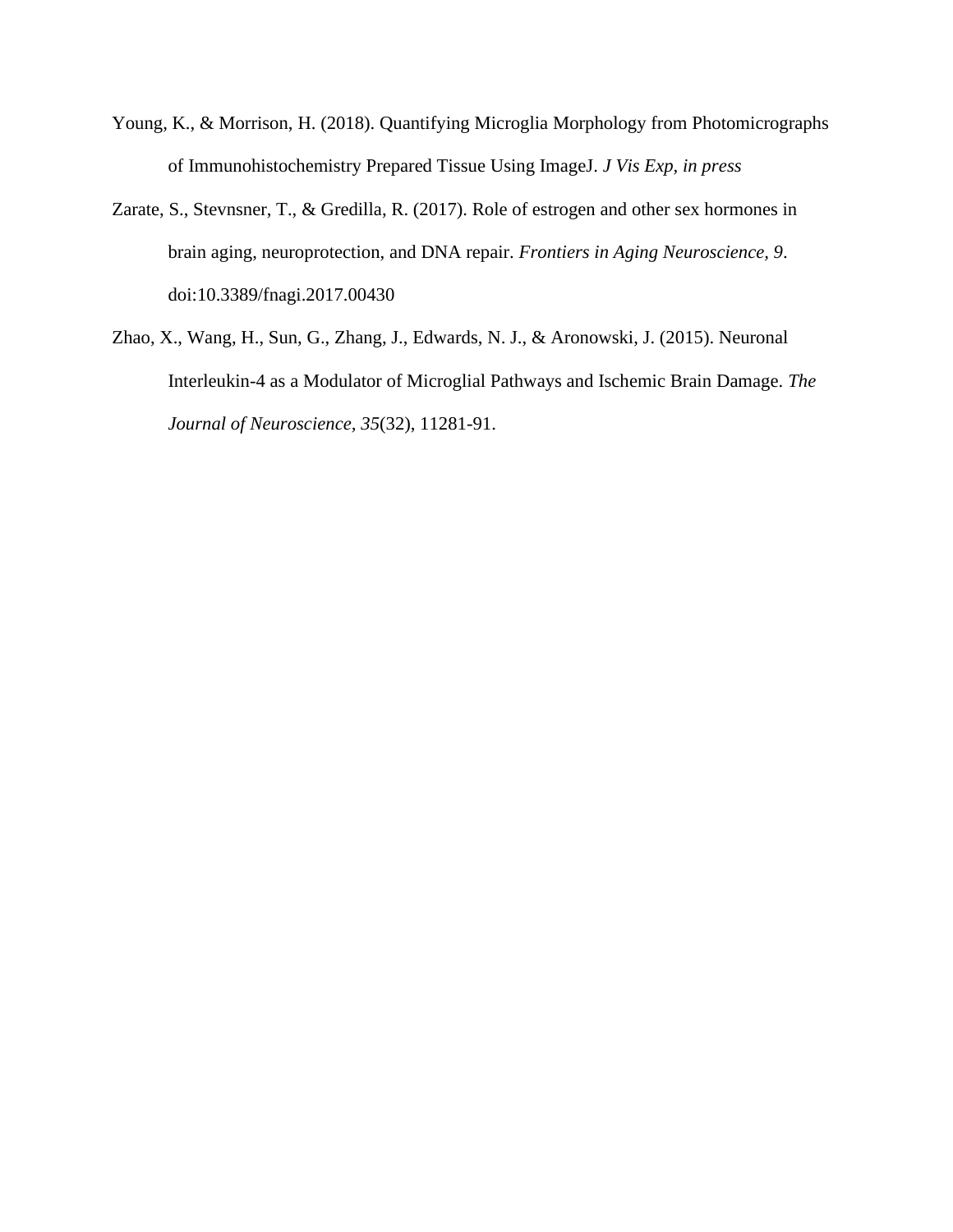Young, K., & Morrison, H. (2018). Quantifying Microglia Morphology from Photomicrographs of Immunohistochemistry Prepared Tissue Using ImageJ. *J Vis Exp, in press*

Zarate, S., Stevnsner, T., & Gredilla, R. (2017). Role of estrogen and other sex hormones in brain aging, neuroprotection, and DNA repair. *Frontiers in Aging Neuroscience, 9*. doi:10.3389/fnagi.2017.00430

Zhao, X., Wang, H., Sun, G., Zhang, J., Edwards, N. J., & Aronowski, J. (2015). Neuronal Interleukin-4 as a Modulator of Microglial Pathways and Ischemic Brain Damage. *The Journal of Neuroscience, 35*(32), 11281-91.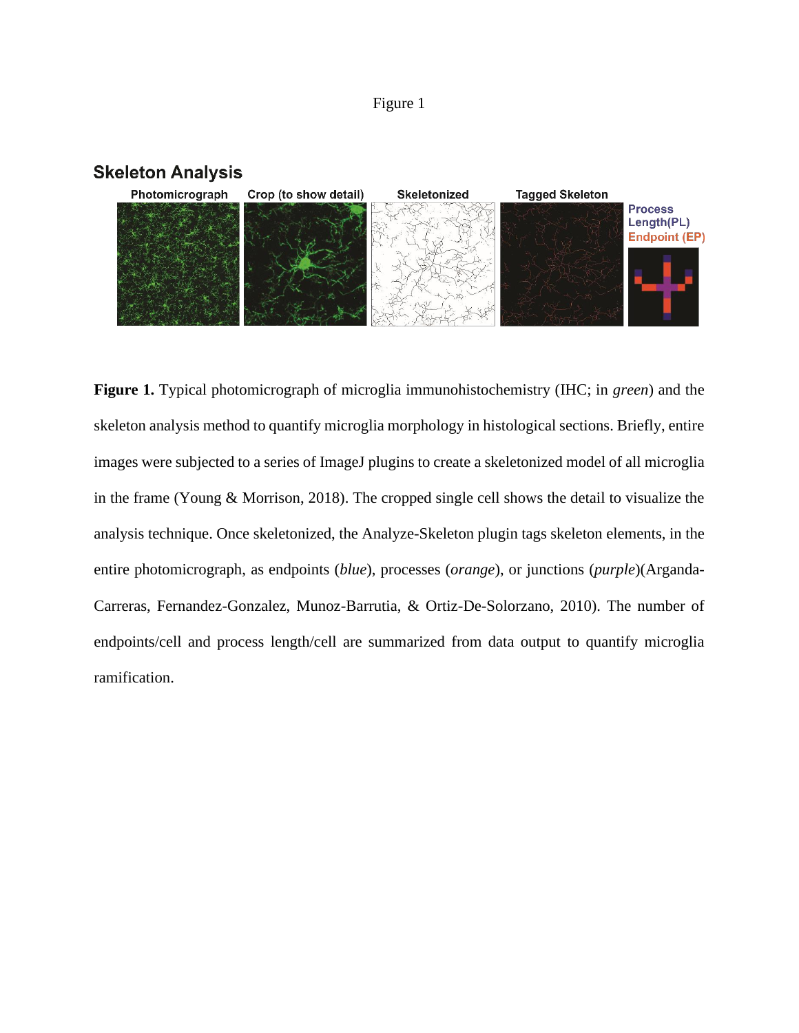Figure 1

**Figure 1.** Typical photomicrograph of microglia immunohistochemistry (IHC; in *green*) and the skeleton analysis method to quantify microglia morphology in histological sections. Briefly, entire images were subjected to a series of ImageJ plugins to create a skeletonized model of all microglia in the frame (Young & Morrison, 2018). The cropped single cell shows the detail to visualize the analysis technique. Once skeletonized, the Analyze-Skeleton plugin tags skeleton elements, in the entire photomicrograph, as endpoints (*blue*), processes (*orange*), or junctions (*purple*)(Arganda-Carreras, Fernandez-Gonzalez, Munoz-Barrutia, & Ortiz-De-Solorzano, 2010). The number of endpoints/cell and process length/cell are summarized from data output to quantify microglia ramification.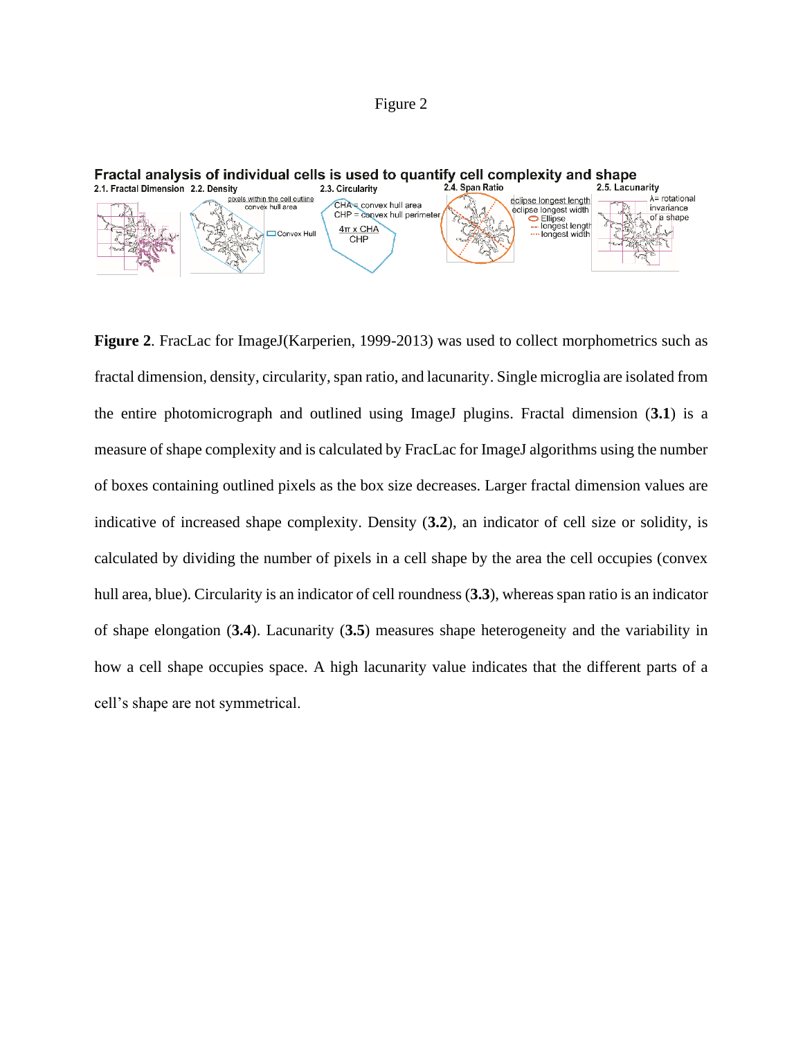Figure 2

**Fractal analysis of individual cells is used to quantify cell complexity and shape**

2.1. Fractal Dimension 2.2. Density 2.3. Circularity 2.4. Span Ratio 2.5. Lacunarity

pixels within the cell outline / convex hull area

Convex Hull

CHA = convex hull area
CHP = convex hull perimeter

$\frac{4\pi \times CHA}{CHP}$

eclipse longest length / eclipse longest width

Ellipse
longest length
longest width

λ= rotational invariance of a shape

**Figure 2**. FracLac for ImageJ(Karperien, 1999-2013) was used to collect morphometrics such as fractal dimension, density, circularity, span ratio, and lacunarity. Single microglia are isolated from the entire photomicrograph and outlined using ImageJ plugins. Fractal dimension (**3.1**) is a measure of shape complexity and is calculated by FracLac for ImageJ algorithms using the number of boxes containing outlined pixels as the box size decreases. Larger fractal dimension values are indicative of increased shape complexity. Density (**3.2**), an indicator of cell size or solidity, is calculated by dividing the number of pixels in a cell shape by the area the cell occupies (convex hull area, blue). Circularity is an indicator of cell roundness (**3.3**), whereas span ratio is an indicator of shape elongation (**3.4**). Lacunarity (**3.5**) measures shape heterogeneity and the variability in how a cell shape occupies space. A high lacunarity value indicates that the different parts of a cell's shape are not symmetrical.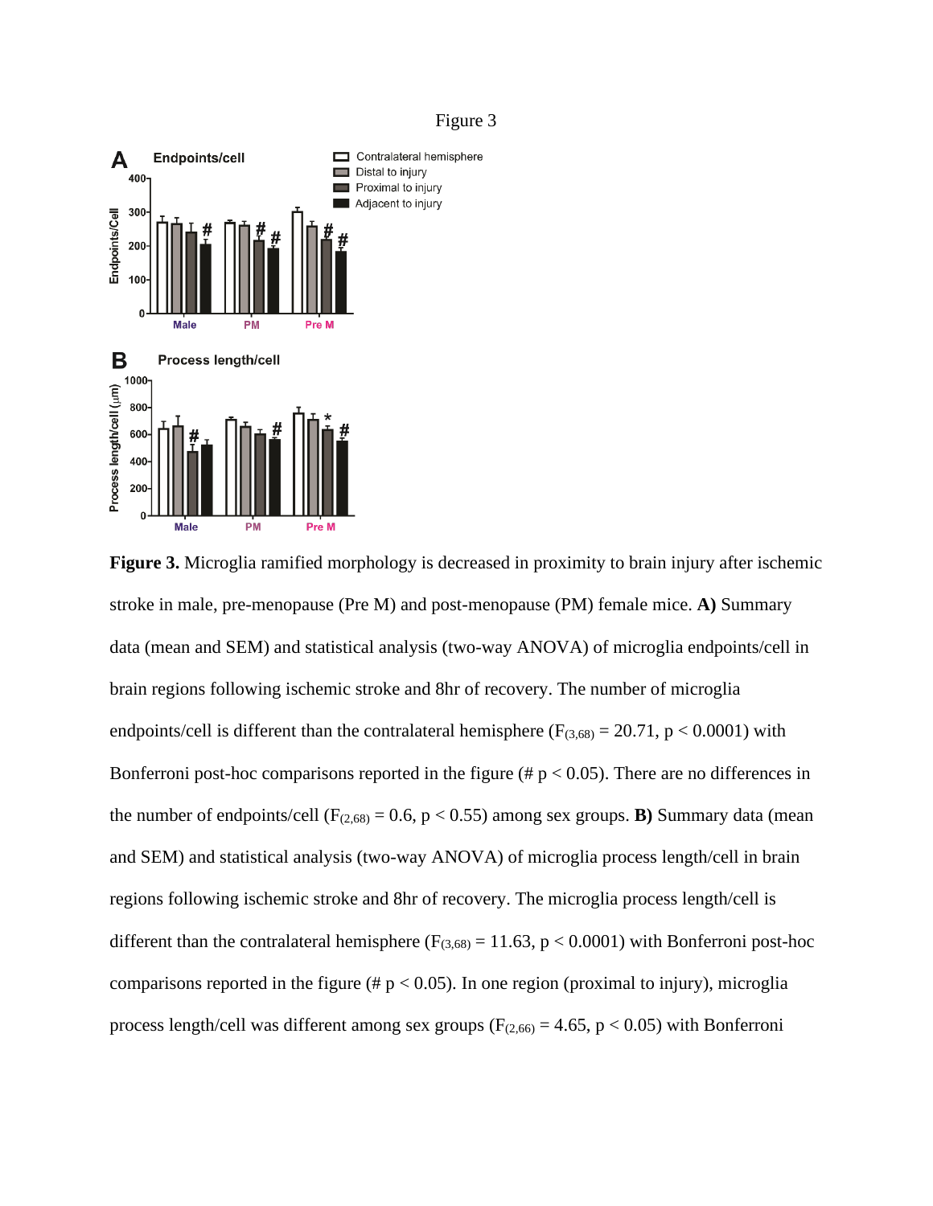Figure 3

**Figure 3.** Microglia ramified morphology is decreased in proximity to brain injury after ischemic stroke in male, pre-menopause (Pre M) and post-menopause (PM) female mice. **A)** Summary data (mean and SEM) and statistical analysis (two-way ANOVA) of microglia endpoints/cell in brain regions following ischemic stroke and 8hr of recovery. The number of microglia endpoints/cell is different than the contralateral hemisphere ($F_{(3,68)} = 20.71$, $p < 0.0001$) with Bonferroni post-hoc comparisons reported in the figure (# $p < 0.05$). There are no differences in the number of endpoints/cell ($F_{(2,68)} = 0.6$, $p < 0.55$) among sex groups. **B)** Summary data (mean and SEM) and statistical analysis (two-way ANOVA) of microglia process length/cell in brain regions following ischemic stroke and 8hr of recovery. The microglia process length/cell is different than the contralateral hemisphere ($F_{(3,68)} = 11.63$, $p < 0.0001$) with Bonferroni post-hoc comparisons reported in the figure (# $p < 0.05$). In one region (proximal to injury), microglia process length/cell was different among sex groups ($F_{(2,66)} = 4.65$, $p < 0.05$) with Bonferroni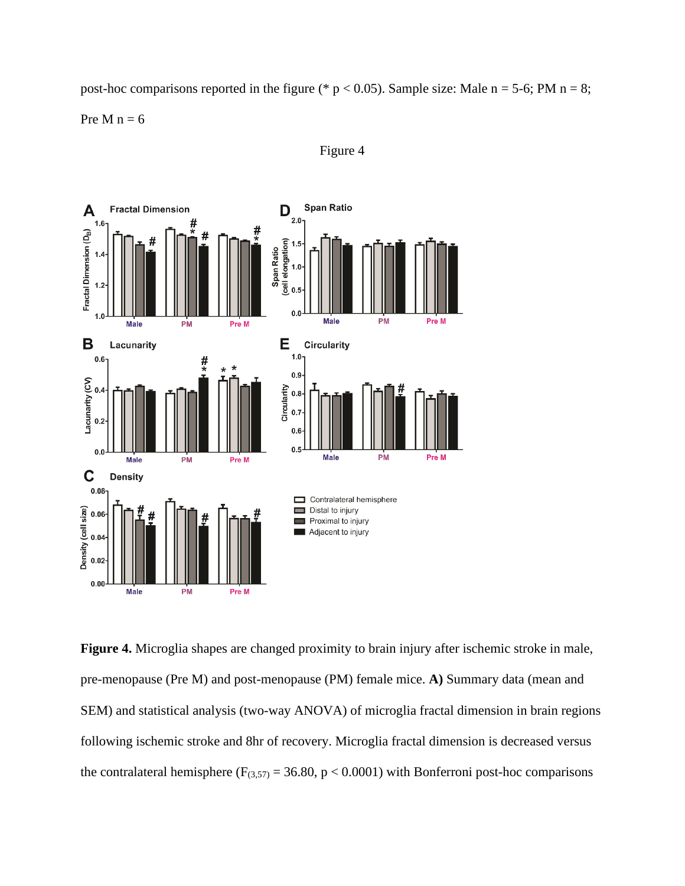post-hoc comparisons reported in the figure (* $p < 0.05$). Sample size: Male n = 5-6; PM n = 8; Pre M n = 6

Figure 4

**Figure 4.** Microglia shapes are changed proximity to brain injury after ischemic stroke in male, pre-menopause (Pre M) and post-menopause (PM) female mice. **A)** Summary data (mean and SEM) and statistical analysis (two-way ANOVA) of microglia fractal dimension in brain regions following ischemic stroke and 8hr of recovery. Microglia fractal dimension is decreased versus the contralateral hemisphere ($F_{(3,57)} = 36.80$, $p < 0.0001$) with Bonferroni post-hoc comparisons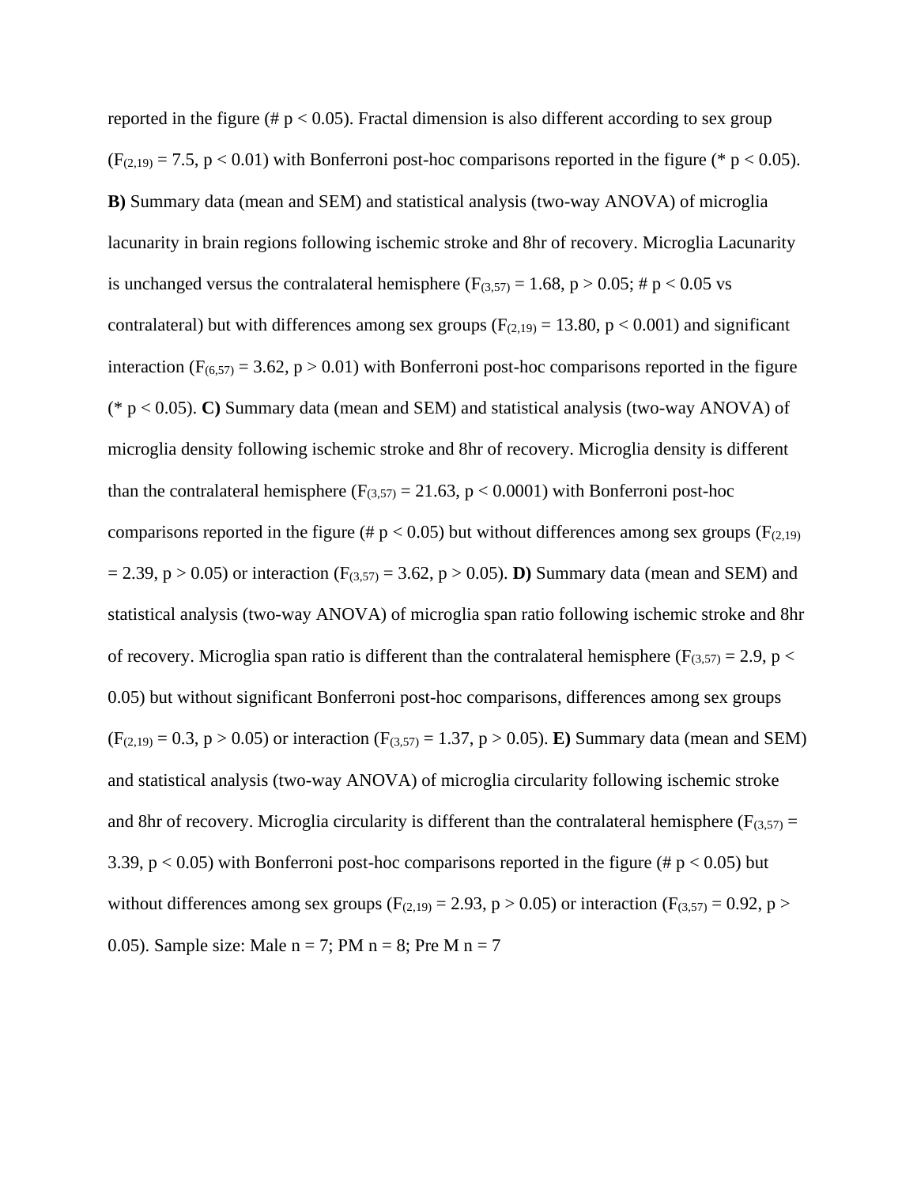reported in the figure (# $p < 0.05$). Fractal dimension is also different according to sex group ($F_{(2,19)} = 7.5$, $p < 0.01$) with Bonferroni post-hoc comparisons reported in the figure (* $p < 0.05$). **B)** Summary data (mean and SEM) and statistical analysis (two-way ANOVA) of microglia lacunarity in brain regions following ischemic stroke and 8hr of recovery. Microglia Lacunarity is unchanged versus the contralateral hemisphere ($F_{(3,57)} = 1.68$, $p > 0.05$; # $p < 0.05$ vs contralateral) but with differences among sex groups ($F_{(2,19)} = 13.80$, $p < 0.001$) and significant interaction ($F_{(6,57)} = 3.62$, $p > 0.01$) with Bonferroni post-hoc comparisons reported in the figure (* $p < 0.05$). **C)** Summary data (mean and SEM) and statistical analysis (two-way ANOVA) of microglia density following ischemic stroke and 8hr of recovery. Microglia density is different than the contralateral hemisphere ($F_{(3,57)} = 21.63$, $p < 0.0001$) with Bonferroni post-hoc comparisons reported in the figure (# $p < 0.05$) but without differences among sex groups ($F_{(2,19)} = 2.39$, $p > 0.05$) or interaction ($F_{(3,57)} = 3.62$, $p > 0.05$). **D)** Summary data (mean and SEM) and statistical analysis (two-way ANOVA) of microglia span ratio following ischemic stroke and 8hr of recovery. Microglia span ratio is different than the contralateral hemisphere ($F_{(3,57)} = 2.9$, $p < 0.05$) but without significant Bonferroni post-hoc comparisons, differences among sex groups ($F_{(2,19)} = 0.3$, $p > 0.05$) or interaction ($F_{(3,57)} = 1.37$, $p > 0.05$). **E)** Summary data (mean and SEM) and statistical analysis (two-way ANOVA) of microglia circularity following ischemic stroke and 8hr of recovery. Microglia circularity is different than the contralateral hemisphere ($F_{(3,57)} = 3.39$, $p < 0.05$) with Bonferroni post-hoc comparisons reported in the figure (# $p < 0.05$) but without differences among sex groups ($F_{(2,19)} = 2.93$, $p > 0.05$) or interaction ($F_{(3,57)} = 0.92$, $p > 0.05$). Sample size: Male n = 7; PM n = 8; Pre M n = 7